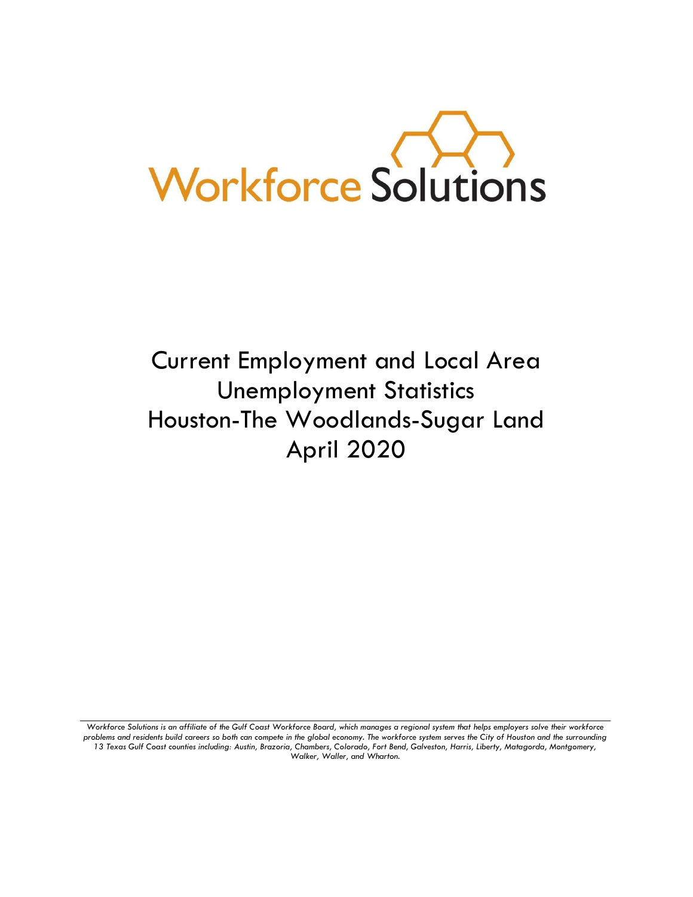Workforce Solutions

# Current Employment and Local Area Unemployment Statistics Houston-The Woodlands-Sugar Land April 2020

*Workforce Solutions is an affiliate of the Gulf Coast Workforce Board, which manages a regional system that helps employers solve their workforce problems and residents build careers so both can compete in the global economy. The workforce system serves the City of Houston and the surrounding 13 Texas Gulf Coast counties including: Austin, Brazoria, Chambers, Colorado, Fort Bend, Galveston, Harris, Liberty, Matagorda, Montgomery, Walker, Waller, and Wharton.*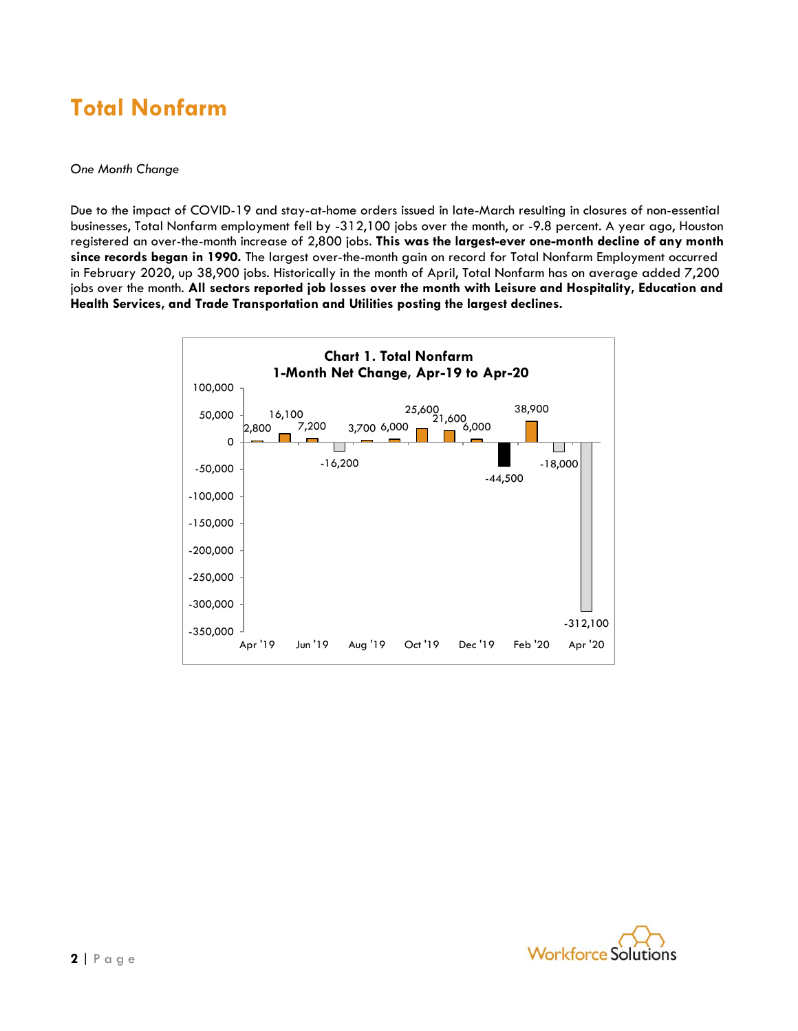# Total Nonfarm

*One Month Change*

Due to the impact of COVID-19 and stay-at-home orders issued in late-March resulting in closures of non-essential businesses, Total Nonfarm employment fell by -312,100 jobs over the month, or -9.8 percent. A year ago, Houston registered an over-the-month increase of 2,800 jobs. **This was the largest-ever one-month decline of any month since records began in 1990.** The largest over-the-month gain on record for Total Nonfarm Employment occurred in February 2020, up 38,900 jobs. Historically in the month of April, Total Nonfarm has on average added 7,200 jobs over the month. **All sectors reported job losses over the month with Leisure and Hospitality, Education and Health Services, and Trade Transportation and Utilities posting the largest declines.**

**Chart 1. Total Nonfarm**
**1-Month Net Change, Apr-19 to Apr-20**

| Month | Net Change |
|---|---|
| Apr '19 | 2,800 |
| May '19 | 16,100 |
| Jun '19 | 7,200 |
| Jul '19 | -16,200 |
| Aug '19 | 3,700 |
| Sep '19 | 6,000 |
| Oct '19 | 25,600 |
| Nov '19 | 21,600 |
| Dec '19 | 6,000 |
| Jan '20 | -44,500 |
| Feb '20 | 38,900 |
| Mar '20 | -18,000 |
| Apr '20 | -312,100 |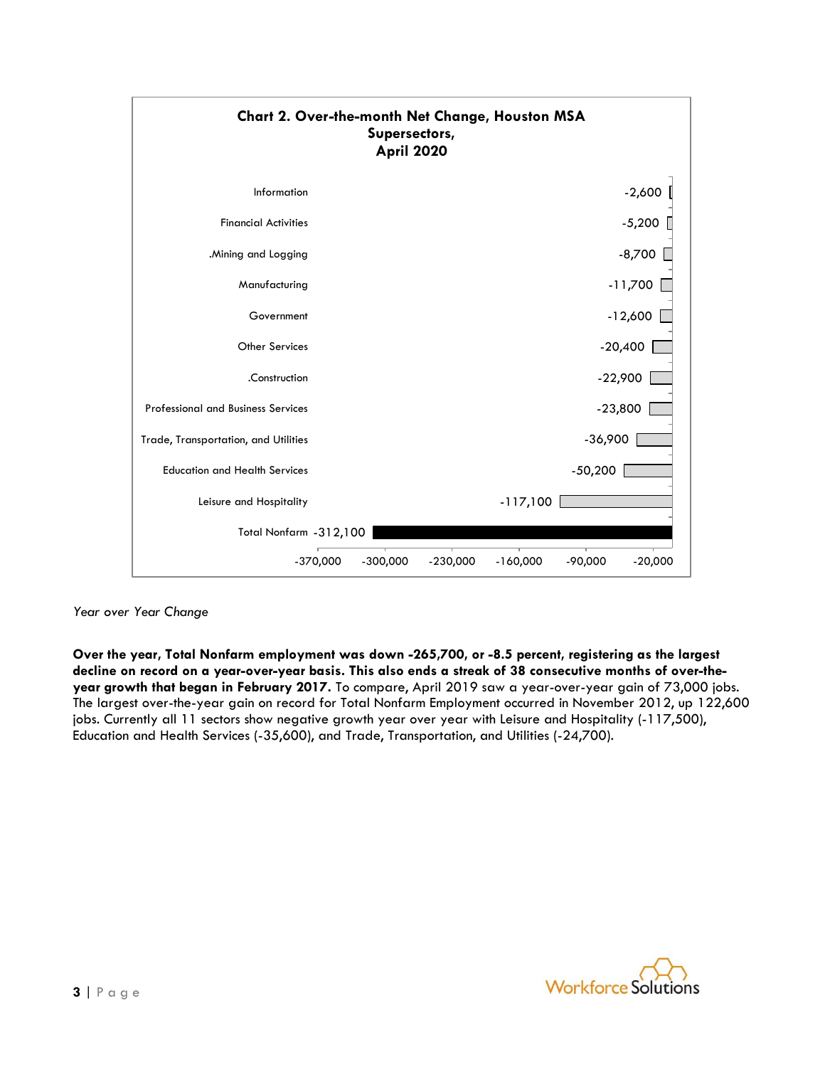**Chart 2. Over-the-month Net Change, Houston MSA Supersectors, April 2020**

| Supersector | Net Change |
|---|---|
| Information | -2,600 |
| Financial Activities | -5,200 |
| .Mining and Logging | -8,700 |
| Manufacturing | -11,700 |
| Government | -12,600 |
| Other Services | -20,400 |
| .Construction | -22,900 |
| Professional and Business Services | -23,800 |
| Trade, Transportation, and Utilities | -36,900 |
| Education and Health Services | -50,200 |
| Leisure and Hospitality | -117,100 |
| Total Nonfarm | -312,100 |

*Year over Year Change*

**Over the year, Total Nonfarm employment was down -265,700, or -8.5 percent, registering as the largest decline on record on a year-over-year basis. This also ends a streak of 38 consecutive months of over-the-year growth that began in February 2017.** To compare, April 2019 saw a year-over-year gain of 73,000 jobs. The largest over-the-year gain on record for Total Nonfarm Employment occurred in November 2012, up 122,600 jobs. Currently all 11 sectors show negative growth year over year with Leisure and Hospitality (-117,500), Education and Health Services (-35,600), and Trade, Transportation, and Utilities (-24,700).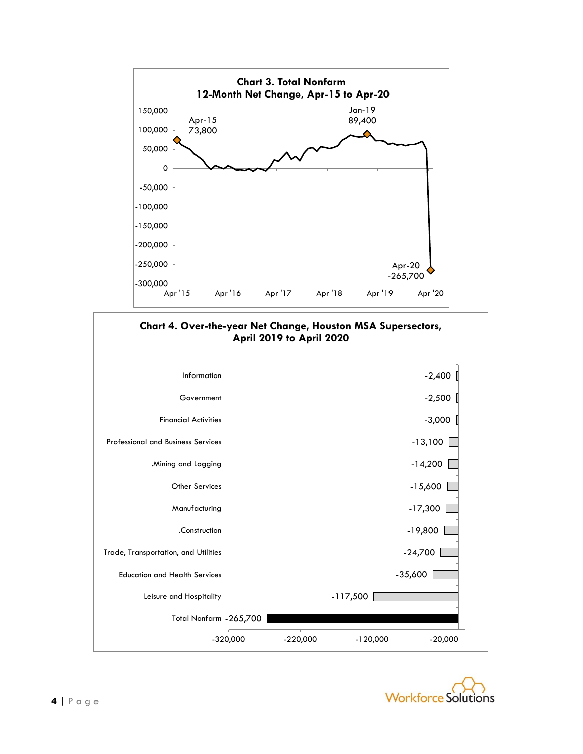**Chart 3. Total Nonfarm**
**12-Month Net Change, Apr-15 to Apr-20**

Apr-15: 73,800

Jan-19: 89,400

Apr-20: -265,700

**Chart 4. Over-the-year Net Change, Houston MSA Supersectors, April 2019 to April 2020**

| Supersector | Net Change |
| --- | --- |
| Information | -2,400 |
| Government | -2,500 |
| Financial Activities | -3,000 |
| Professional and Business Services | -13,100 |
| .Mining and Logging | -14,200 |
| Other Services | -15,600 |
| Manufacturing | -17,300 |
| .Construction | -19,800 |
| Trade, Transportation, and Utilities | -24,700 |
| Education and Health Services | -35,600 |
| Leisure and Hospitality | -117,500 |
| Total Nonfarm | -265,700 |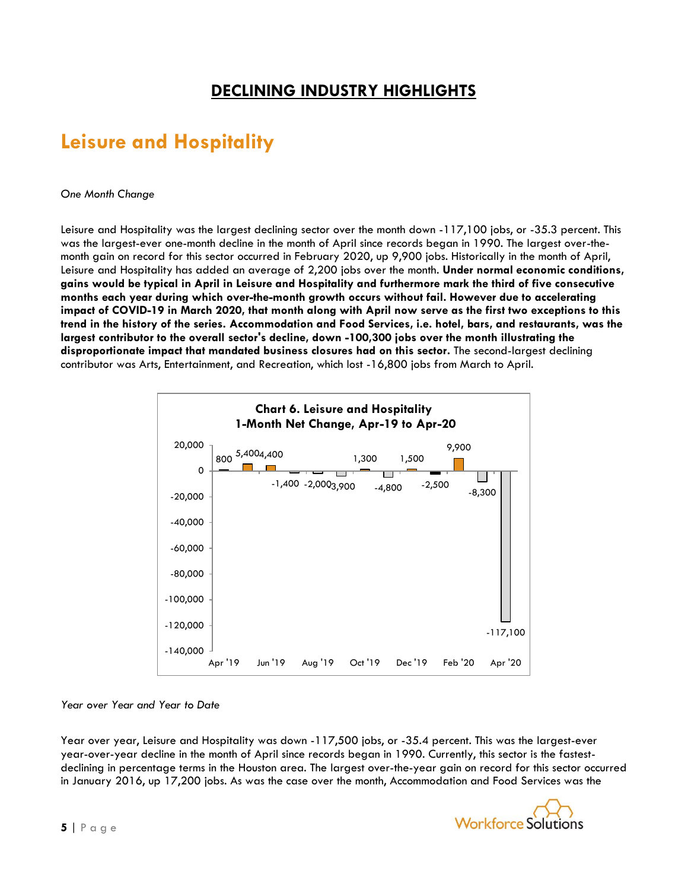# DECLINING INDUSTRY HIGHLIGHTS

## Leisure and Hospitality

*One Month Change*

Leisure and Hospitality was the largest declining sector over the month down -117,100 jobs, or -35.3 percent. This was the largest-ever one-month decline in the month of April since records began in 1990. The largest over-the-month gain on record for this sector occurred in February 2020, up 9,900 jobs. Historically in the month of April, Leisure and Hospitality has added an average of 2,200 jobs over the month. **Under normal economic conditions, gains would be typical in April in Leisure and Hospitality and furthermore mark the third of five consecutive months each year during which over-the-month growth occurs without fail. However due to accelerating impact of COVID-19 in March 2020, that month along with April now serve as the first two exceptions to this trend in the history of the series. Accommodation and Food Services, i.e. hotel, bars, and restaurants, was the largest contributor to the overall sector's decline, down -100,300 jobs over the month illustrating the disproportionate impact that mandated business closures had on this sector.** The second-largest declining contributor was Arts, Entertainment, and Recreation, which lost -16,800 jobs from March to April.

**Chart 6. Leisure and Hospitality 1-Month Net Change, Apr-19 to Apr-20**

| Month | Net Change |
|---|---|
| Apr '19 | 800 |
| May '19 | 5,400 |
| Jun '19 | 4,400 |
| Jul '19 | -1,400 |
| Aug '19 | -2,000 |
| Sep '19 | -3,900 |
| Oct '19 | 1,300 |
| Nov '19 | -4,800 |
| Dec '19 | 1,500 |
| Jan '20 | -2,500 |
| Feb '20 | 9,900 |
| Mar '20 | -8,300 |
| Apr '20 | -117,100 |

*Year over Year and Year to Date*

Year over year, Leisure and Hospitality was down -117,500 jobs, or -35.4 percent. This was the largest-ever year-over-year decline in the month of April since records began in 1990. Currently, this sector is the fastest-declining in percentage terms in the Houston area. The largest over-the-year gain on record for this sector occurred in January 2016, up 17,200 jobs. As was the case over the month, Accommodation and Food Services was the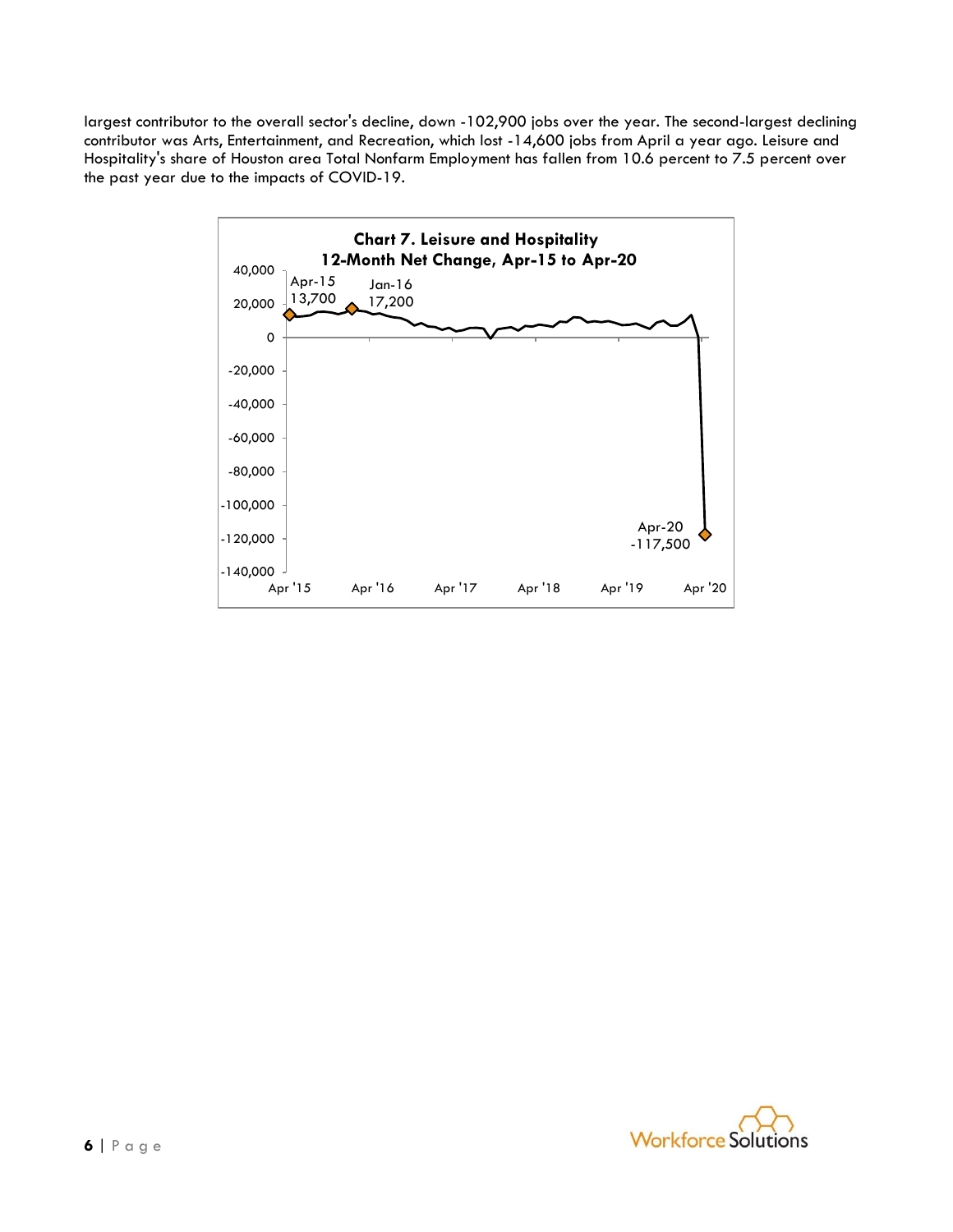largest contributor to the overall sector's decline, down -102,900 jobs over the year. The second-largest declining contributor was Arts, Entertainment, and Recreation, which lost -14,600 jobs from April a year ago. Leisure and Hospitality's share of Houston area Total Nonfarm Employment has fallen from 10.6 percent to 7.5 percent over the past year due to the impacts of COVID-19.

**Chart 7. Leisure and Hospitality 12-Month Net Change, Apr-15 to Apr-20**

Apr-15 13,700

Jan-16 17,200

Apr-20 -117,500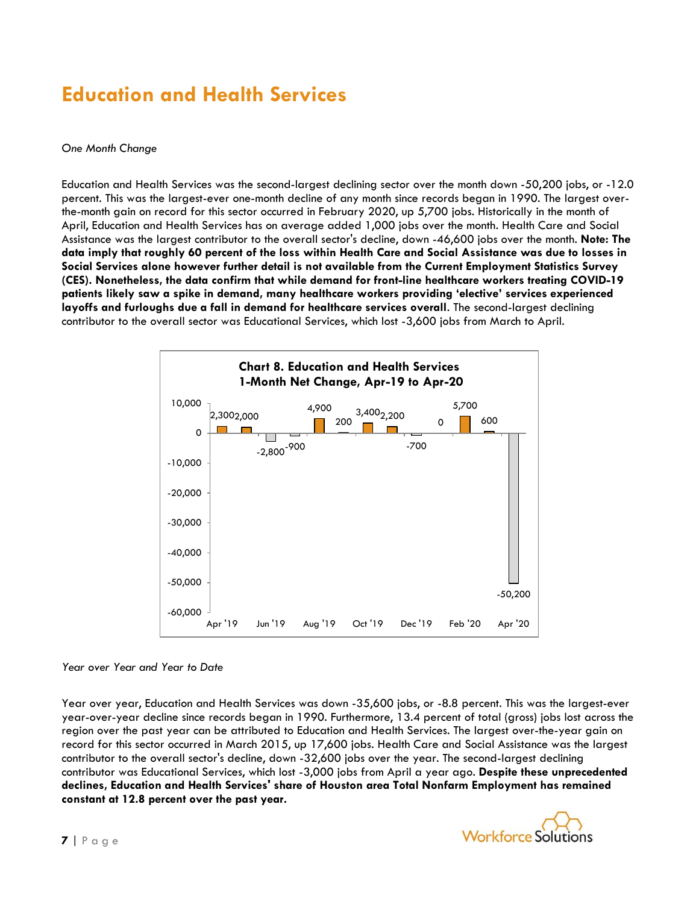# Education and Health Services

*One Month Change*

Education and Health Services was the second-largest declining sector over the month down -50,200 jobs, or -12.0 percent. This was the largest-ever one-month decline of any month since records began in 1990. The largest over-the-month gain on record for this sector occurred in February 2020, up 5,700 jobs. Historically in the month of April, Education and Health Services has on average added 1,000 jobs over the month. Health Care and Social Assistance was the largest contributor to the overall sector's decline, down -46,600 jobs over the month. **Note: The data imply that roughly 60 percent of the loss within Health Care and Social Assistance was due to losses in Social Services alone however further detail is not available from the Current Employment Statistics Survey (CES). Nonetheless, the data confirm that while demand for front-line healthcare workers treating COVID-19 patients likely saw a spike in demand, many healthcare workers providing 'elective' services experienced layoffs and furloughs due a fall in demand for healthcare services overall**. The second-largest declining contributor to the overall sector was Educational Services, which lost -3,600 jobs from March to April.

**Chart 8. Education and Health Services 1-Month Net Change, Apr-19 to Apr-20**

| Month | Net Change |
|---|---|
| Apr '19 | 2,300 |
| May '19 | 2,000 |
| Jun '19 | -2,800 |
| Jul '19 | -900 |
| Aug '19 | 4,900 |
| Sep '19 | 200 |
| Oct '19 | 3,400 |
| Nov '19 | 2,200 |
| Dec '19 | -700 |
| Jan '20 | 0 |
| Feb '20 | 5,700 |
| Mar '20 | 600 |
| Apr '20 | -50,200 |

*Year over Year and Year to Date*

Year over year, Education and Health Services was down -35,600 jobs, or -8.8 percent. This was the largest-ever year-over-year decline since records began in 1990. Furthermore, 13.4 percent of total (gross) jobs lost across the region over the past year can be attributed to Education and Health Services. The largest over-the-year gain on record for this sector occurred in March 2015, up 17,600 jobs. Health Care and Social Assistance was the largest contributor to the overall sector's decline, down -32,600 jobs over the year. The second-largest declining contributor was Educational Services, which lost -3,000 jobs from April a year ago. **Despite these unprecedented declines, Education and Health Services' share of Houston area Total Nonfarm Employment has remained constant at 12.8 percent over the past year.**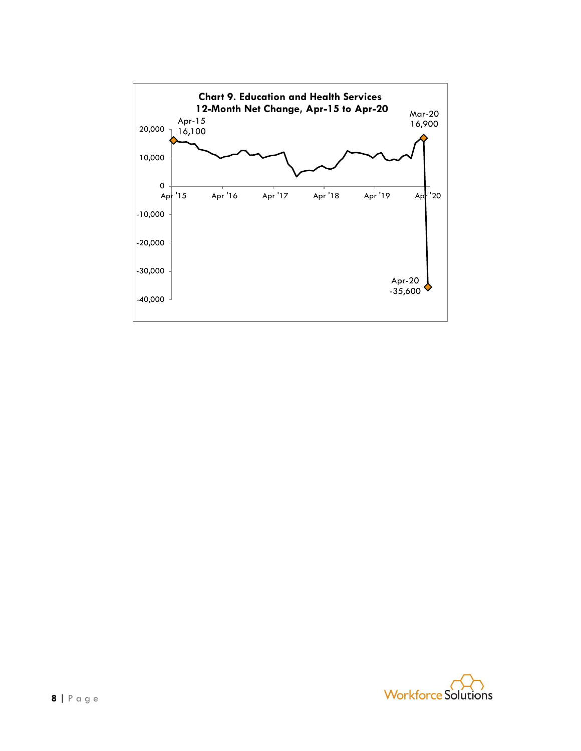**Chart 9. Education and Health Services**
**12-Month Net Change, Apr-15 to Apr-20**

Apr-15
16,100

Mar-20
16,900

Apr-20
-35,600

20,000
10,000
0
-10,000
-20,000
-30,000
-40,000

Apr '15 Apr '16 Apr '17 Apr '18 Apr '19 Apr '20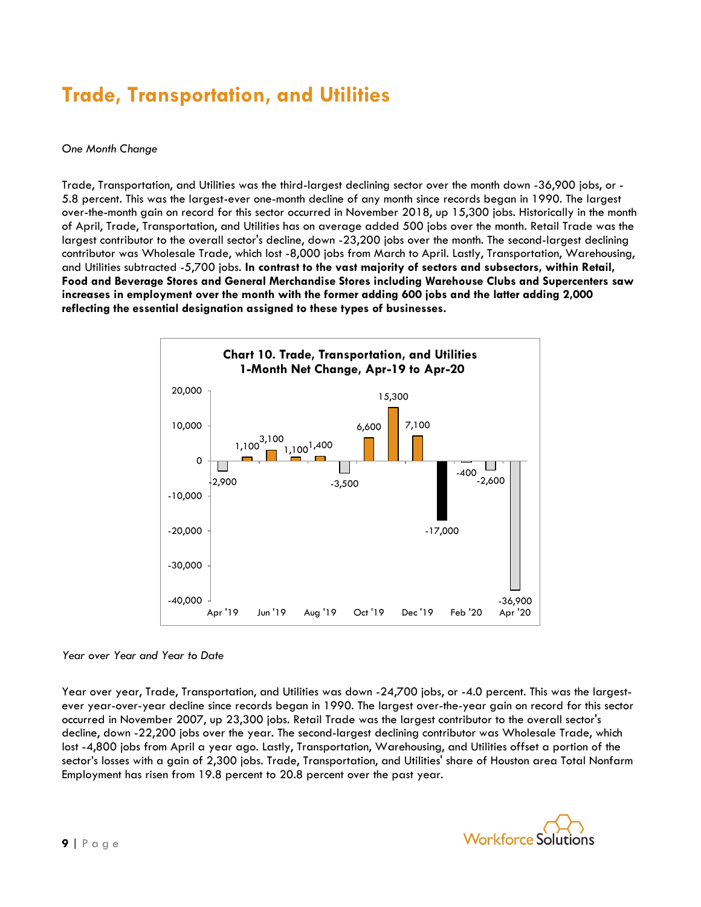# Trade, Transportation, and Utilities

*One Month Change*

Trade, Transportation, and Utilities was the third-largest declining sector over the month down -36,900 jobs, or -5.8 percent. This was the largest-ever one-month decline of any month since records began in 1990. The largest over-the-month gain on record for this sector occurred in November 2018, up 15,300 jobs. Historically in the month of April, Trade, Transportation, and Utilities has on average added 500 jobs over the month. Retail Trade was the largest contributor to the overall sector's decline, down -23,200 jobs over the month. The second-largest declining contributor was Wholesale Trade, which lost -8,000 jobs from March to April. Lastly, Transportation, Warehousing, and Utilities subtracted -5,700 jobs. **In contrast to the vast majority of sectors and subsectors, within Retail, Food and Beverage Stores and General Merchandise Stores including Warehouse Clubs and Supercenters saw increases in employment over the month with the former adding 600 jobs and the latter adding 2,000 reflecting the essential designation assigned to these types of businesses.**

**Chart 10. Trade, Transportation, and Utilities 1-Month Net Change, Apr-19 to Apr-20**

| Month | Net Change |
|---|---|
| Apr '19 | -2,900 |
| May '19 | 1,100 |
| Jun '19 | 3,100 |
| Jul '19 | 1,100 |
| Aug '19 | 1,400 |
| Sep '19 | -3,500 |
| Oct '19 | 6,600 |
| Nov '19 | 15,300 |
| Dec '19 | 7,100 |
| Jan '20 | -17,000 |
| Feb '20 | -400 |
| Mar '20 | -2,600 |
| Apr '20 | -36,900 |

*Year over Year and Year to Date*

Year over year, Trade, Transportation, and Utilities was down -24,700 jobs, or -4.0 percent. This was the largest-ever year-over-year decline since records began in 1990. The largest over-the-year gain on record for this sector occurred in November 2007, up 23,300 jobs. Retail Trade was the largest contributor to the overall sector's decline, down -22,200 jobs over the year. The second-largest declining contributor was Wholesale Trade, which lost -4,800 jobs from April a year ago. Lastly, Transportation, Warehousing, and Utilities offset a portion of the sector's losses with a gain of 2,300 jobs. Trade, Transportation, and Utilities' share of Houston area Total Nonfarm Employment has risen from 19.8 percent to 20.8 percent over the past year.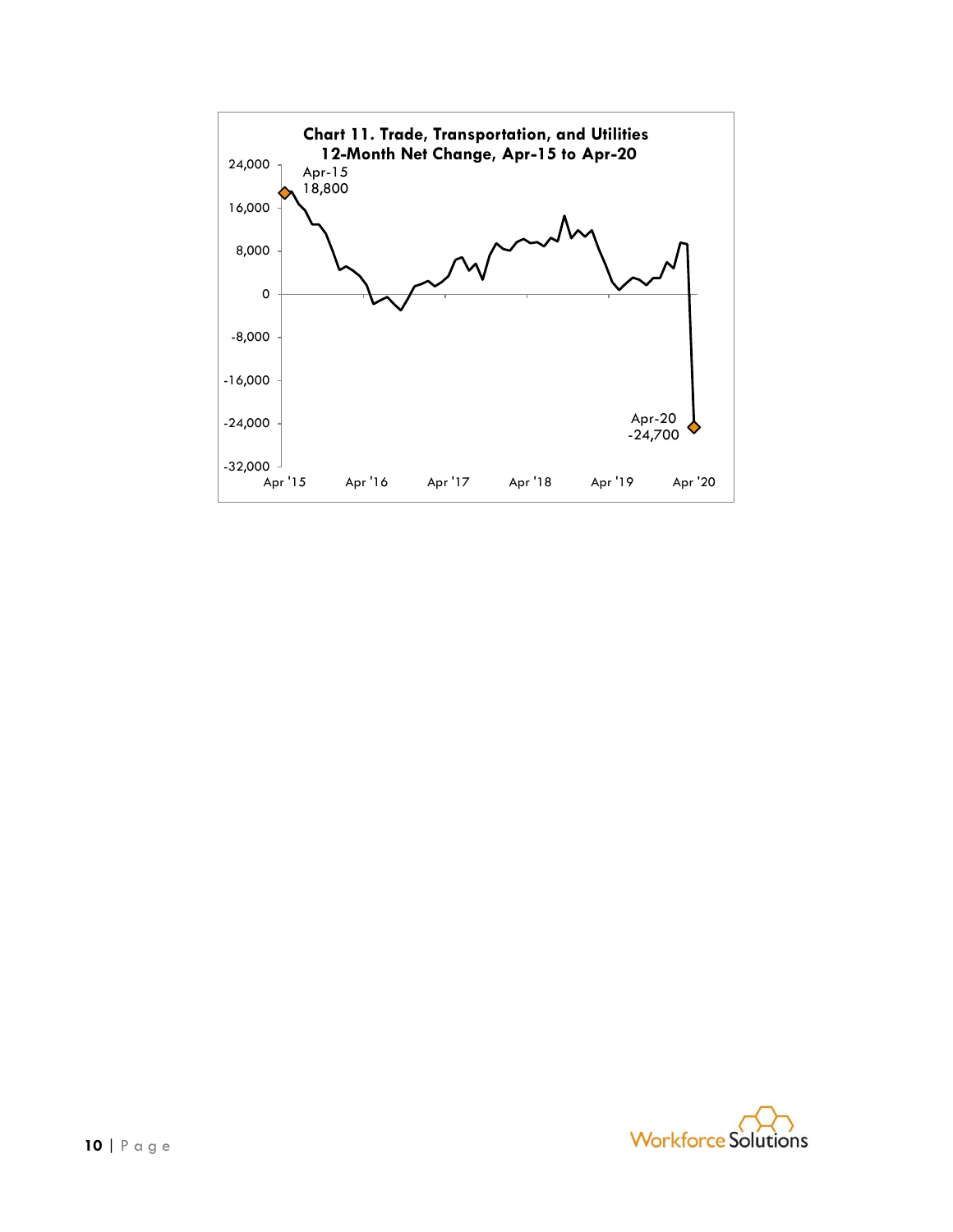**Chart 11. Trade, Transportation, and Utilities 12-Month Net Change, Apr-15 to Apr-20**

Apr-15 18,800

Apr-20 -24,700

24,000
16,000
8,000
0
-8,000
-16,000
-24,000
-32,000

Apr '15 Apr '16 Apr '17 Apr '18 Apr '19 Apr '20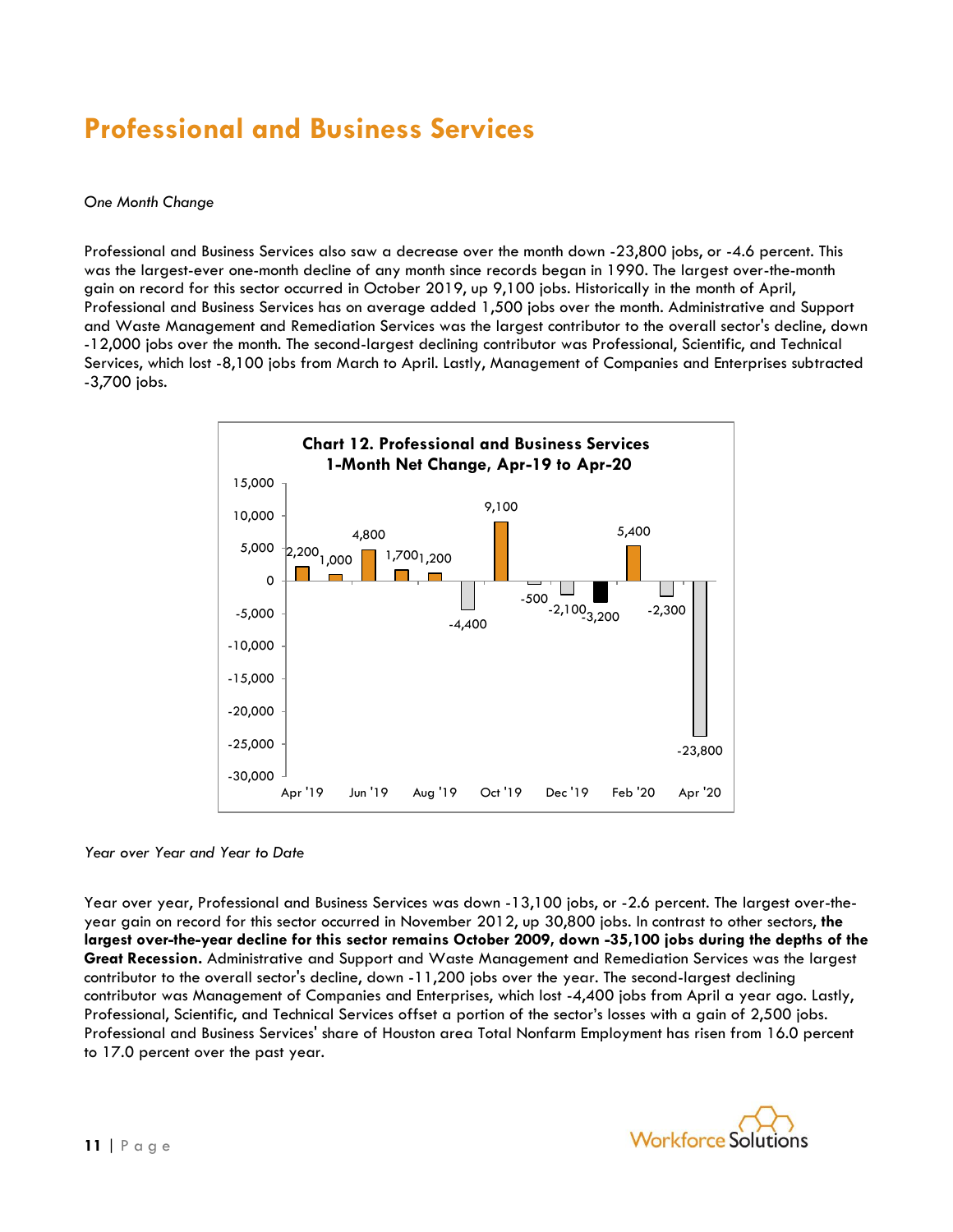# Professional and Business Services

*One Month Change*

Professional and Business Services also saw a decrease over the month down -23,800 jobs, or -4.6 percent. This was the largest-ever one-month decline of any month since records began in 1990. The largest over-the-month gain on record for this sector occurred in October 2019, up 9,100 jobs. Historically in the month of April, Professional and Business Services has on average added 1,500 jobs over the month. Administrative and Support and Waste Management and Remediation Services was the largest contributor to the overall sector's decline, down -12,000 jobs over the month. The second-largest declining contributor was Professional, Scientific, and Technical Services, which lost -8,100 jobs from March to April. Lastly, Management of Companies and Enterprises subtracted -3,700 jobs.

**Chart 12. Professional and Business Services 1-Month Net Change, Apr-19 to Apr-20**

| Month | Net Change |
|---|---|
| Apr '19 | 2,200 |
| May '19 | 1,000 |
| Jun '19 | 4,800 |
| Jul '19 | 1,700 |
| Aug '19 | 1,200 |
| Sep '19 | -4,400 |
| Oct '19 | 9,100 |
| Nov '19 | -500 |
| Dec '19 | -2,100 |
| Jan '20 | -3,200 |
| Feb '20 | 5,400 |
| Mar '20 | -2,300 |
| Apr '20 | -23,800 |

*Year over Year and Year to Date*

Year over year, Professional and Business Services was down -13,100 jobs, or -2.6 percent. The largest over-the-year gain on record for this sector occurred in November 2012, up 30,800 jobs. In contrast to other sectors, **the largest over-the-year decline for this sector remains October 2009, down -35,100 jobs during the depths of the Great Recession.** Administrative and Support and Waste Management and Remediation Services was the largest contributor to the overall sector's decline, down -11,200 jobs over the year. The second-largest declining contributor was Management of Companies and Enterprises, which lost -4,400 jobs from April a year ago. Lastly, Professional, Scientific, and Technical Services offset a portion of the sector's losses with a gain of 2,500 jobs. Professional and Business Services' share of Houston area Total Nonfarm Employment has risen from 16.0 percent to 17.0 percent over the past year.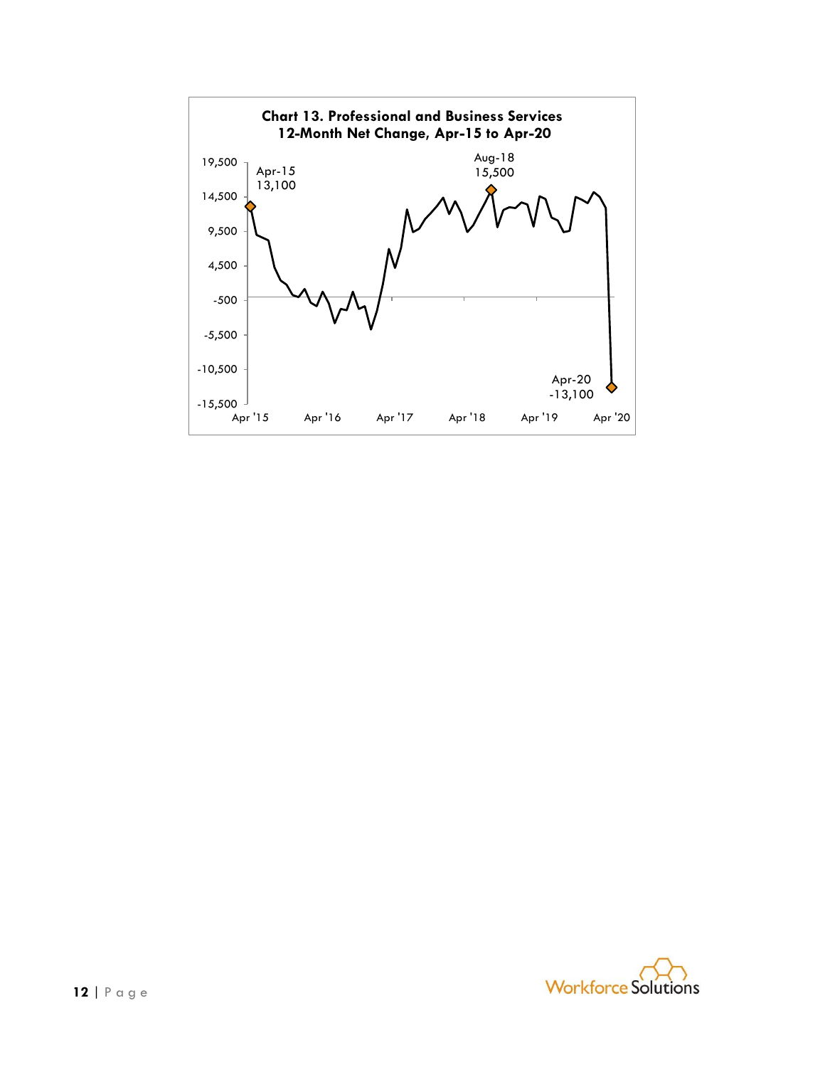**Chart 13. Professional and Business Services**
**12-Month Net Change, Apr-15 to Apr-20**

Apr-15
13,100

Aug-18
15,500

Apr-20
-13,100

19,500
14,500
9,500
4,500
-500
-5,500
-10,500
-15,500

Apr '15 Apr '16 Apr '17 Apr '18 Apr '19 Apr '20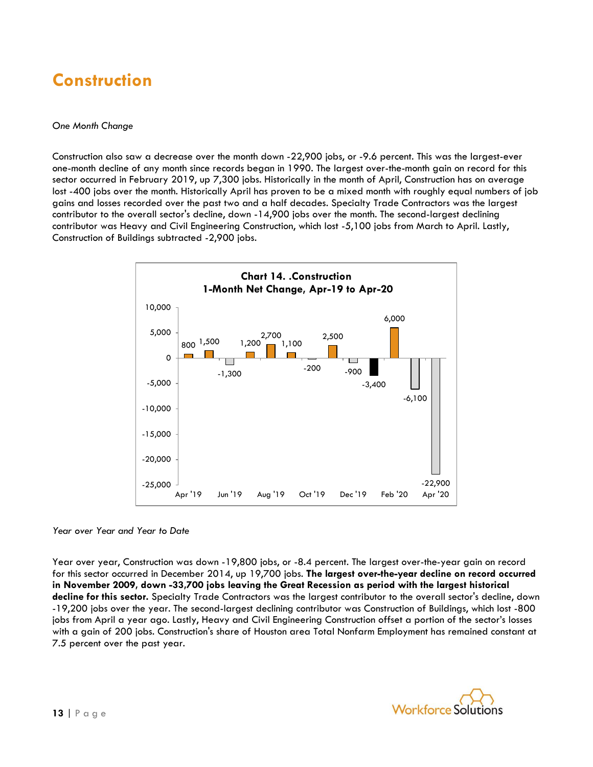# Construction

*One Month Change*

Construction also saw a decrease over the month down -22,900 jobs, or -9.6 percent. This was the largest-ever one-month decline of any month since records began in 1990. The largest over-the-month gain on record for this sector occurred in February 2019, up 7,300 jobs. Historically in the month of April, Construction has on average lost -400 jobs over the month. Historically April has proven to be a mixed month with roughly equal numbers of job gains and losses recorded over the past two and a half decades. Specialty Trade Contractors was the largest contributor to the overall sector's decline, down -14,900 jobs over the month. The second-largest declining contributor was Heavy and Civil Engineering Construction, which lost -5,100 jobs from March to April. Lastly, Construction of Buildings subtracted -2,900 jobs.

**Chart 14. .Construction**
**1-Month Net Change, Apr-19 to Apr-20**

| Month | Net Change |
|---|---|
| Apr '19 | 800 |
| May '19 | 1,500 |
| Jun '19 | -1,300 |
| Jul '19 | 1,200 |
| Aug '19 | 2,700 |
| Sep '19 | 1,100 |
| Oct '19 | -200 |
| Nov '19 | 2,500 |
| Dec '19 | -900 |
| Jan '20 | -3,400 |
| Feb '20 | 6,000 |
| Mar '20 | -6,100 |
| Apr '20 | -22,900 |

*Year over Year and Year to Date*

Year over year, Construction was down -19,800 jobs, or -8.4 percent. The largest over-the-year gain on record for this sector occurred in December 2014, up 19,700 jobs. **The largest over-the-year decline on record occurred in November 2009, down -33,700 jobs leaving the Great Recession as period with the largest historical decline for this sector.** Specialty Trade Contractors was the largest contributor to the overall sector's decline, down -19,200 jobs over the year. The second-largest declining contributor was Construction of Buildings, which lost -800 jobs from April a year ago. Lastly, Heavy and Civil Engineering Construction offset a portion of the sector's losses with a gain of 200 jobs. Construction's share of Houston area Total Nonfarm Employment has remained constant at 7.5 percent over the past year.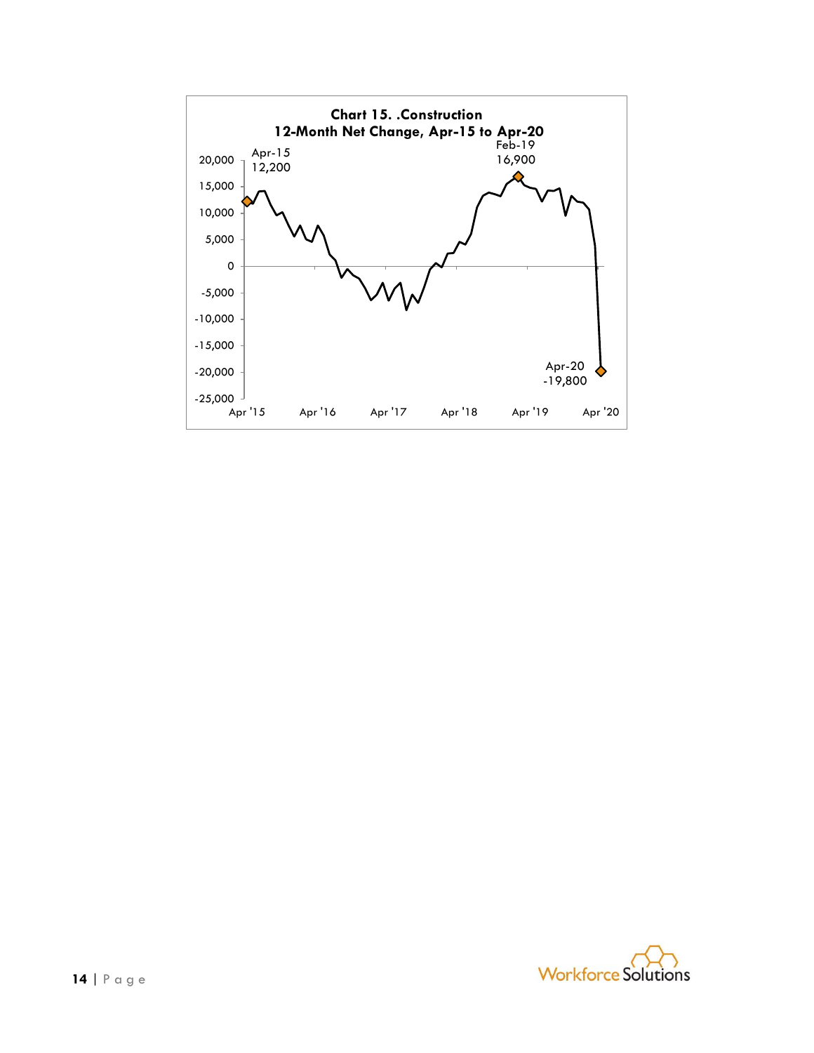**Chart 15. .Construction**
**12-Month Net Change, Apr-15 to Apr-20**

Apr-15
12,200

Feb-19
16,900

Apr-20
-19,800

20,000
15,000
10,000
5,000
0
-5,000
-10,000
-15,000
-20,000
-25,000

Apr '15 Apr '16 Apr '17 Apr '18 Apr '19 Apr '20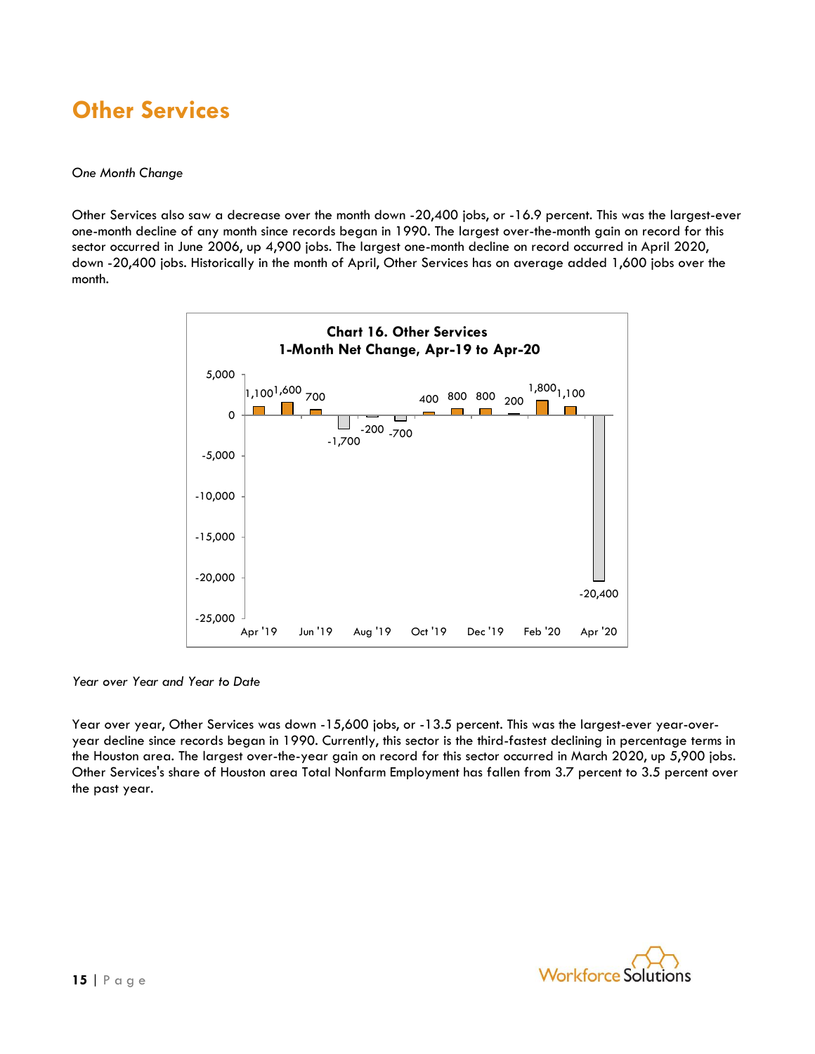# Other Services

*One Month Change*

Other Services also saw a decrease over the month down -20,400 jobs, or -16.9 percent. This was the largest-ever one-month decline of any month since records began in 1990. The largest over-the-month gain on record for this sector occurred in June 2006, up 4,900 jobs. The largest one-month decline on record occurred in April 2020, down -20,400 jobs. Historically in the month of April, Other Services has on average added 1,600 jobs over the month.

**Chart 16. Other Services**
**1-Month Net Change, Apr-19 to Apr-20**

| Month | Net Change |
|---|---|
| Apr '19 | 1,100 |
| May '19 | 1,600 |
| Jun '19 | 700 |
| Jul '19 | -1,700 |
| Aug '19 | -200 |
| Sep '19 | -700 |
| Oct '19 | 400 |
| Nov '19 | 800 |
| Dec '19 | 800 |
| Jan '20 | 200 |
| Feb '20 | 1,800 |
| Mar '20 | 1,100 |
| Apr '20 | -20,400 |

*Year over Year and Year to Date*

Year over year, Other Services was down -15,600 jobs, or -13.5 percent. This was the largest-ever year-over-year decline since records began in 1990. Currently, this sector is the third-fastest declining in percentage terms in the Houston area. The largest over-the-year gain on record for this sector occurred in March 2020, up 5,900 jobs. Other Services's share of Houston area Total Nonfarm Employment has fallen from 3.7 percent to 3.5 percent over the past year.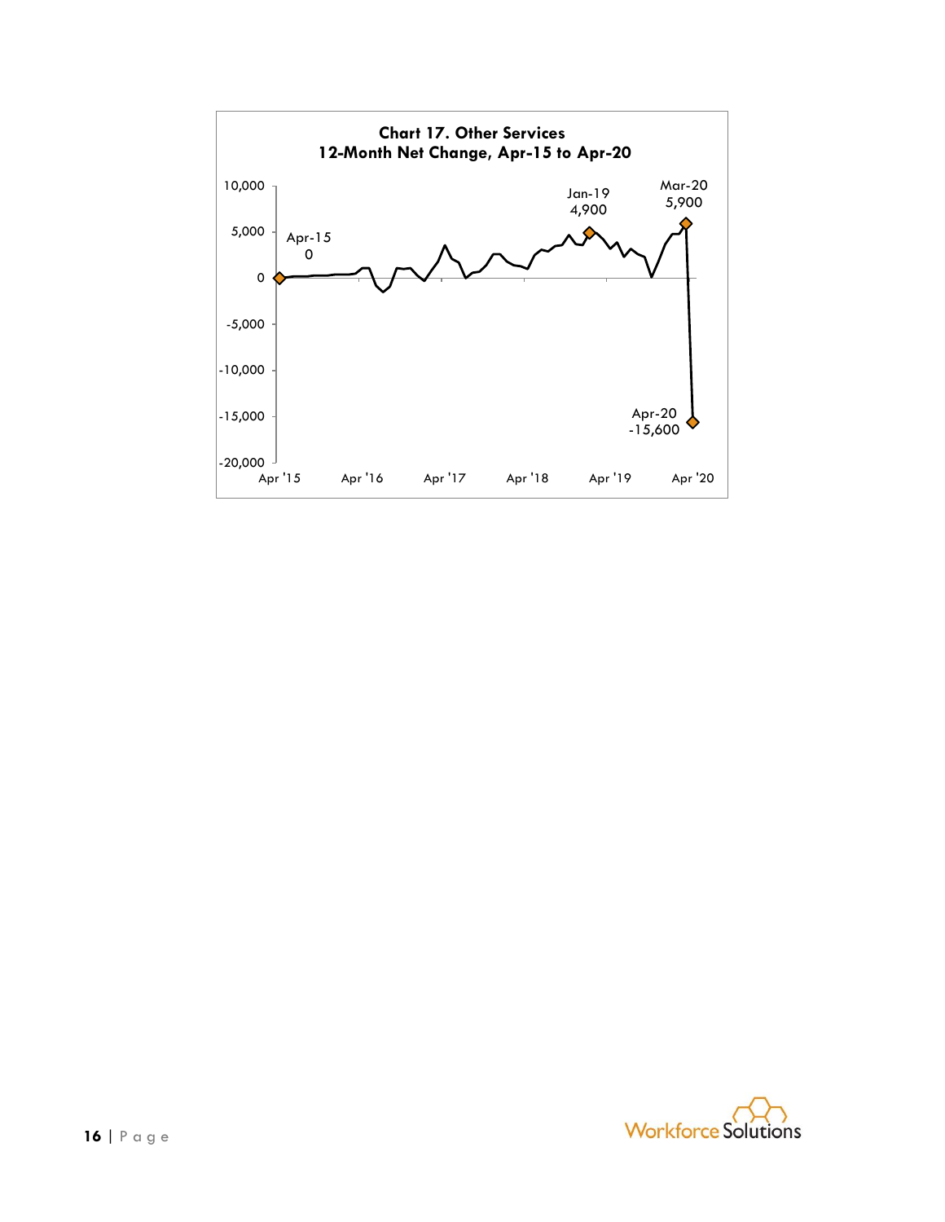**Chart 17. Other Services**
**12-Month Net Change, Apr-15 to Apr-20**

Apr-15: 0

Jan-19: 4,900

Mar-20: 5,900

Apr-20: -15,600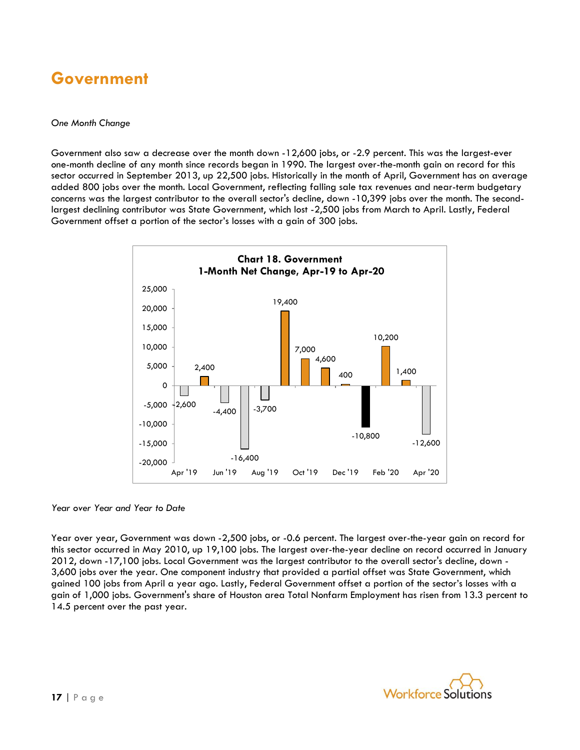# Government

*One Month Change*

Government also saw a decrease over the month down -12,600 jobs, or -2.9 percent. This was the largest-ever one-month decline of any month since records began in 1990. The largest over-the-month gain on record for this sector occurred in September 2013, up 22,500 jobs. Historically in the month of April, Government has on average added 800 jobs over the month. Local Government, reflecting falling sale tax revenues and near-term budgetary concerns was the largest contributor to the overall sector's decline, down -10,399 jobs over the month. The second-largest declining contributor was State Government, which lost -2,500 jobs from March to April. Lastly, Federal Government offset a portion of the sector's losses with a gain of 300 jobs.

**Chart 18. Government**
**1-Month Net Change, Apr-19 to Apr-20**

| Month | Net Change |
|---|---|
| Apr '19 | -2,600 |
| May '19 | 2,400 |
| Jun '19 | -4,400 |
| Jul '19 | -16,400 |
| Aug '19 | -3,700 |
| Sep '19 | 19,400 |
| Oct '19 | 7,000 |
| Nov '19 | 4,600 |
| Dec '19 | 400 |
| Jan '20 | -10,800 |
| Feb '20 | 10,200 |
| Mar '20 | 1,400 |
| Apr '20 | -12,600 |

*Year over Year and Year to Date*

Year over year, Government was down -2,500 jobs, or -0.6 percent. The largest over-the-year gain on record for this sector occurred in May 2010, up 19,100 jobs. The largest over-the-year decline on record occurred in January 2012, down -17,100 jobs. Local Government was the largest contributor to the overall sector's decline, down -3,600 jobs over the year. One component industry that provided a partial offset was State Government, which gained 100 jobs from April a year ago. Lastly, Federal Government offset a portion of the sector's losses with a gain of 1,000 jobs. Government's share of Houston area Total Nonfarm Employment has risen from 13.3 percent to 14.5 percent over the past year.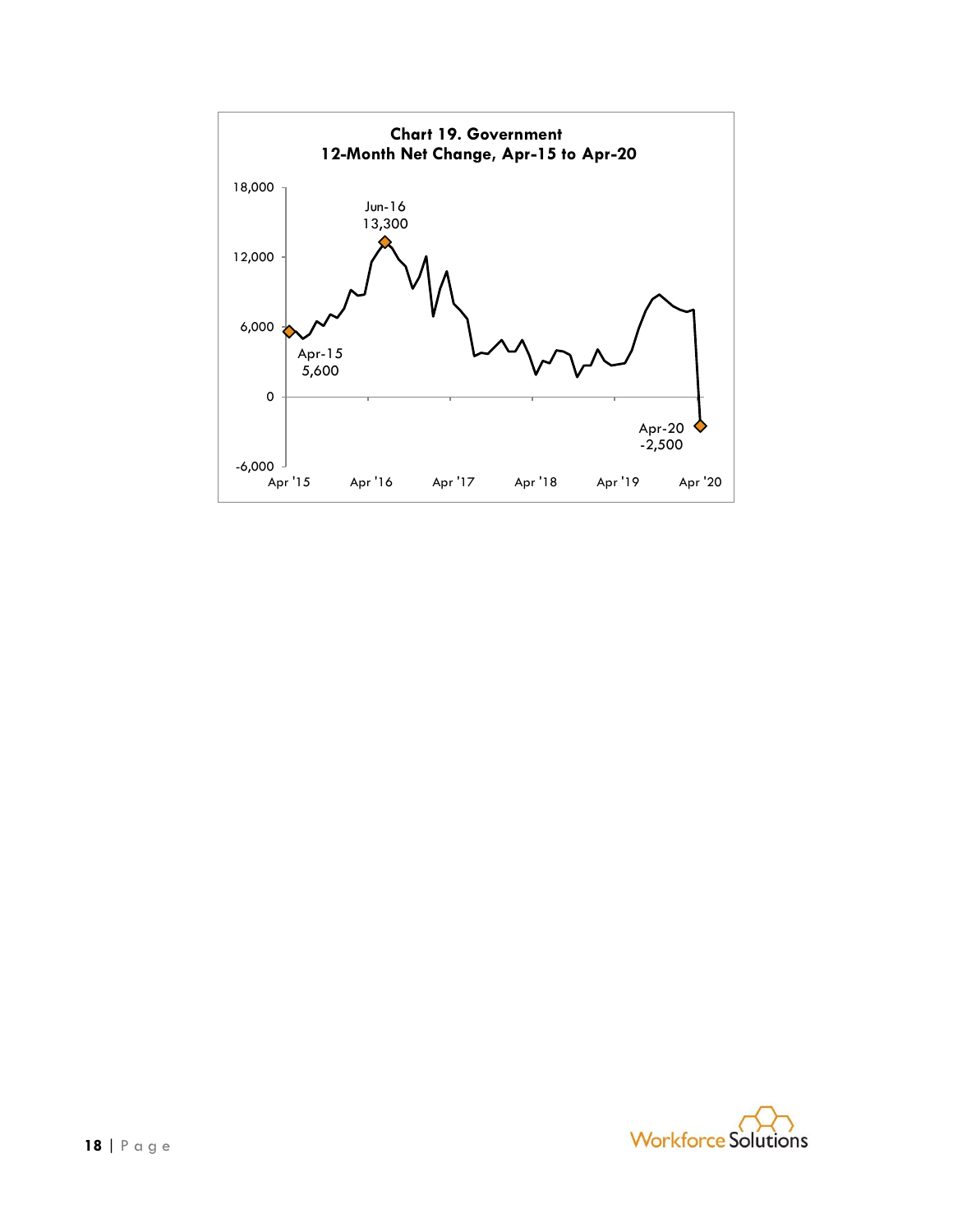**Chart 19. Government**
**12-Month Net Change, Apr-15 to Apr-20**

Jun-16
13,300

Apr-15
5,600

Apr-20
-2,500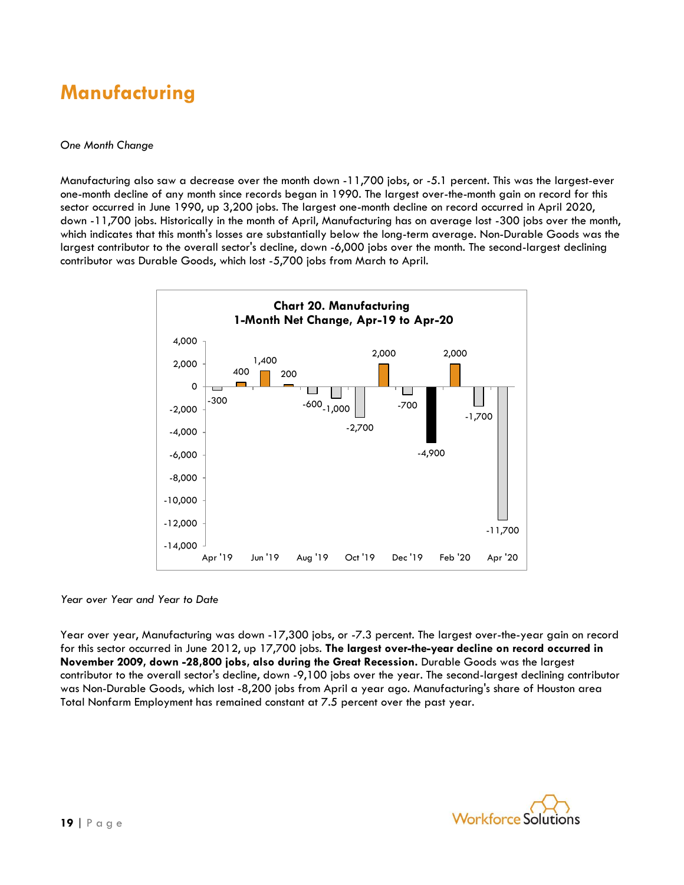# Manufacturing

*One Month Change*

Manufacturing also saw a decrease over the month down -11,700 jobs, or -5.1 percent. This was the largest-ever one-month decline of any month since records began in 1990. The largest over-the-month gain on record for this sector occurred in June 1990, up 3,200 jobs. The largest one-month decline on record occurred in April 2020, down -11,700 jobs. Historically in the month of April, Manufacturing has on average lost -300 jobs over the month, which indicates that this month's losses are substantially below the long-term average. Non-Durable Goods was the largest contributor to the overall sector's decline, down -6,000 jobs over the month. The second-largest declining contributor was Durable Goods, which lost -5,700 jobs from March to April.

**Chart 20. Manufacturing**
**1-Month Net Change, Apr-19 to Apr-20**

| Month | Net Change |
|---|---|
| Apr '19 | -300 |
| May '19 | 400 |
| Jun '19 | 1,400 |
| Jul '19 | 200 |
| Aug '19 | -600 |
| Sep '19 | -1,000 |
| Oct '19 | -2,700 |
| Nov '19 | 2,000 |
| Dec '19 | -700 |
| Jan '20 | -4,900 |
| Feb '20 | 2,000 |
| Mar '20 | -1,700 |
| Apr '20 | -11,700 |

*Year over Year and Year to Date*

Year over year, Manufacturing was down -17,300 jobs, or -7.3 percent. The largest over-the-year gain on record for this sector occurred in June 2012, up 17,700 jobs. **The largest over-the-year decline on record occurred in November 2009, down -28,800 jobs, also during the Great Recession.** Durable Goods was the largest contributor to the overall sector's decline, down -9,100 jobs over the year. The second-largest declining contributor was Non-Durable Goods, which lost -8,200 jobs from April a year ago. Manufacturing's share of Houston area Total Nonfarm Employment has remained constant at 7.5 percent over the past year.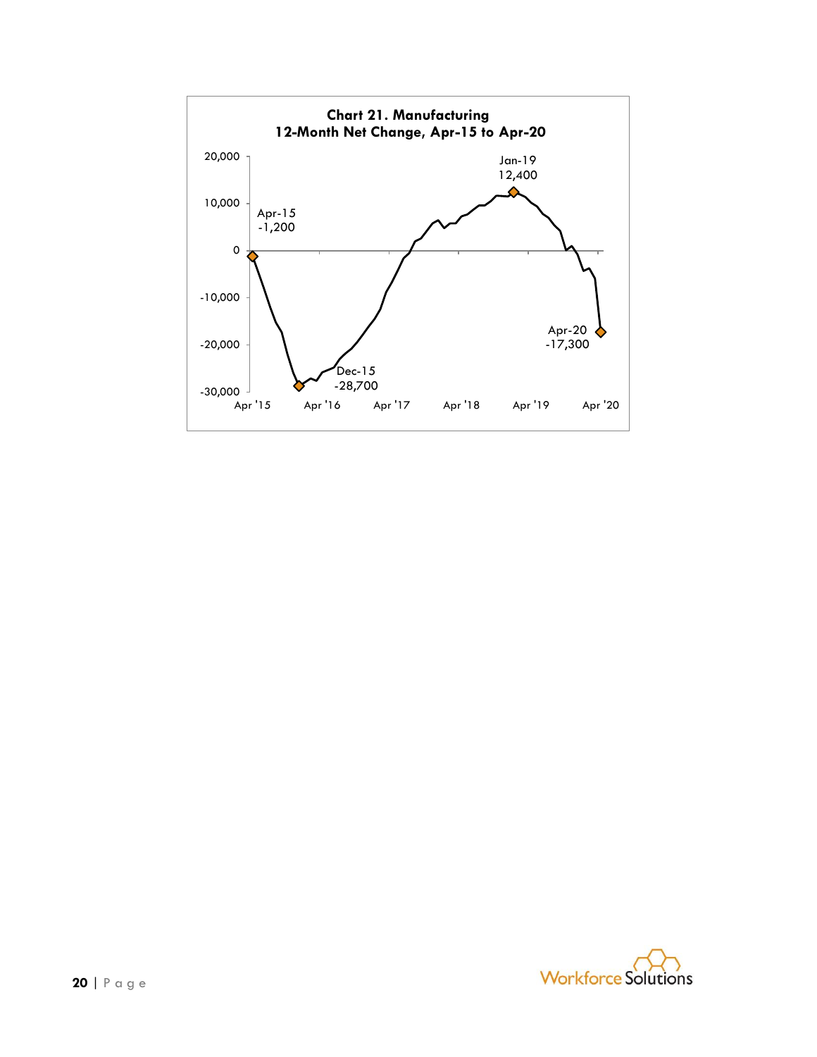**Chart 21. Manufacturing**
**12-Month Net Change, Apr-15 to Apr-20**

Apr-15: -1,200

Dec-15: -28,700

Jan-19: 12,400

Apr-20: -17,300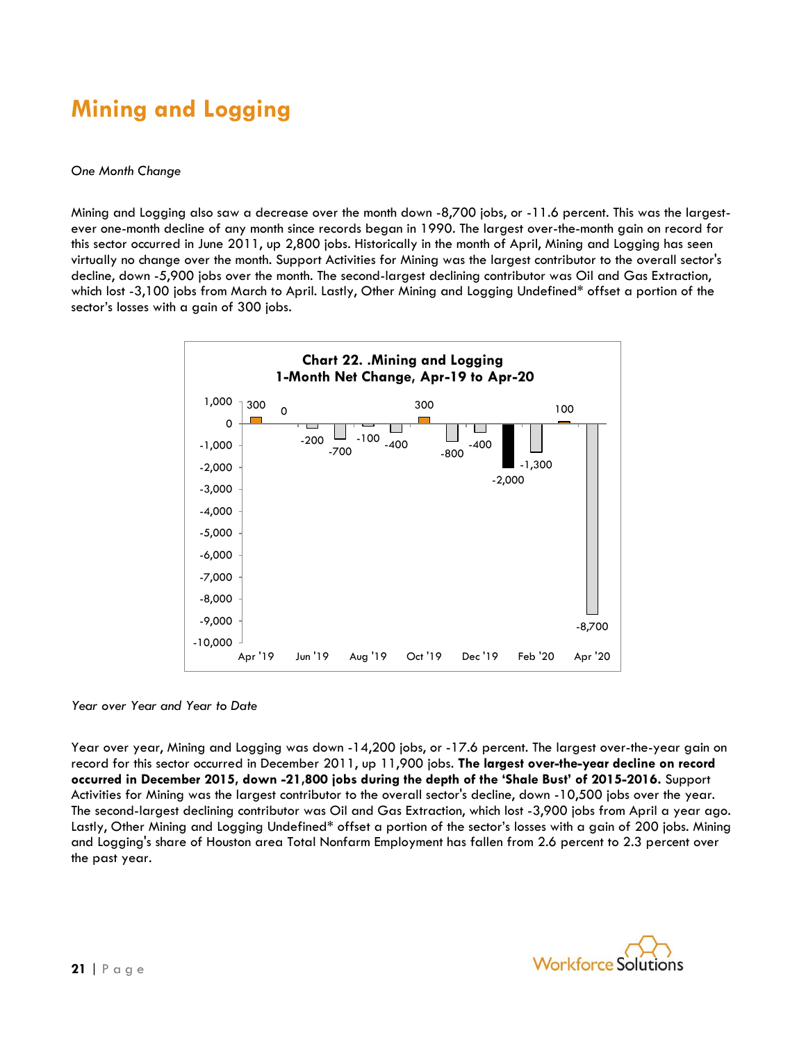# Mining and Logging

*One Month Change*

Mining and Logging also saw a decrease over the month down -8,700 jobs, or -11.6 percent. This was the largest-ever one-month decline of any month since records began in 1990. The largest over-the-month gain on record for this sector occurred in June 2011, up 2,800 jobs. Historically in the month of April, Mining and Logging has seen virtually no change over the month. Support Activities for Mining was the largest contributor to the overall sector's decline, down -5,900 jobs over the month. The second-largest declining contributor was Oil and Gas Extraction, which lost -3,100 jobs from March to April. Lastly, Other Mining and Logging Undefined* offset a portion of the sector's losses with a gain of 300 jobs.

**Chart 22. .Mining and Logging**
**1-Month Net Change, Apr-19 to Apr-20**

| Month | Net Change |
|---|---|
| Apr '19 | 300 |
| May '19 | 0 |
| Jun '19 | -200 |
| Jul '19 | -700 |
| Aug '19 | -100 |
| Sep '19 | -400 |
| Oct '19 | 300 |
| Nov '19 | -800 |
| Dec '19 | -400 |
| Jan '20 | -2,000 |
| Feb '20 | -1,300 |
| Mar '20 | 100 |
| Apr '20 | -8,700 |

*Year over Year and Year to Date*

Year over year, Mining and Logging was down -14,200 jobs, or -17.6 percent. The largest over-the-year gain on record for this sector occurred in December 2011, up 11,900 jobs. **The largest over-the-year decline on record occurred in December 2015, down -21,800 jobs during the depth of the 'Shale Bust' of 2015-2016.** Support Activities for Mining was the largest contributor to the overall sector's decline, down -10,500 jobs over the year. The second-largest declining contributor was Oil and Gas Extraction, which lost -3,900 jobs from April a year ago. Lastly, Other Mining and Logging Undefined* offset a portion of the sector's losses with a gain of 200 jobs. Mining and Logging's share of Houston area Total Nonfarm Employment has fallen from 2.6 percent to 2.3 percent over the past year.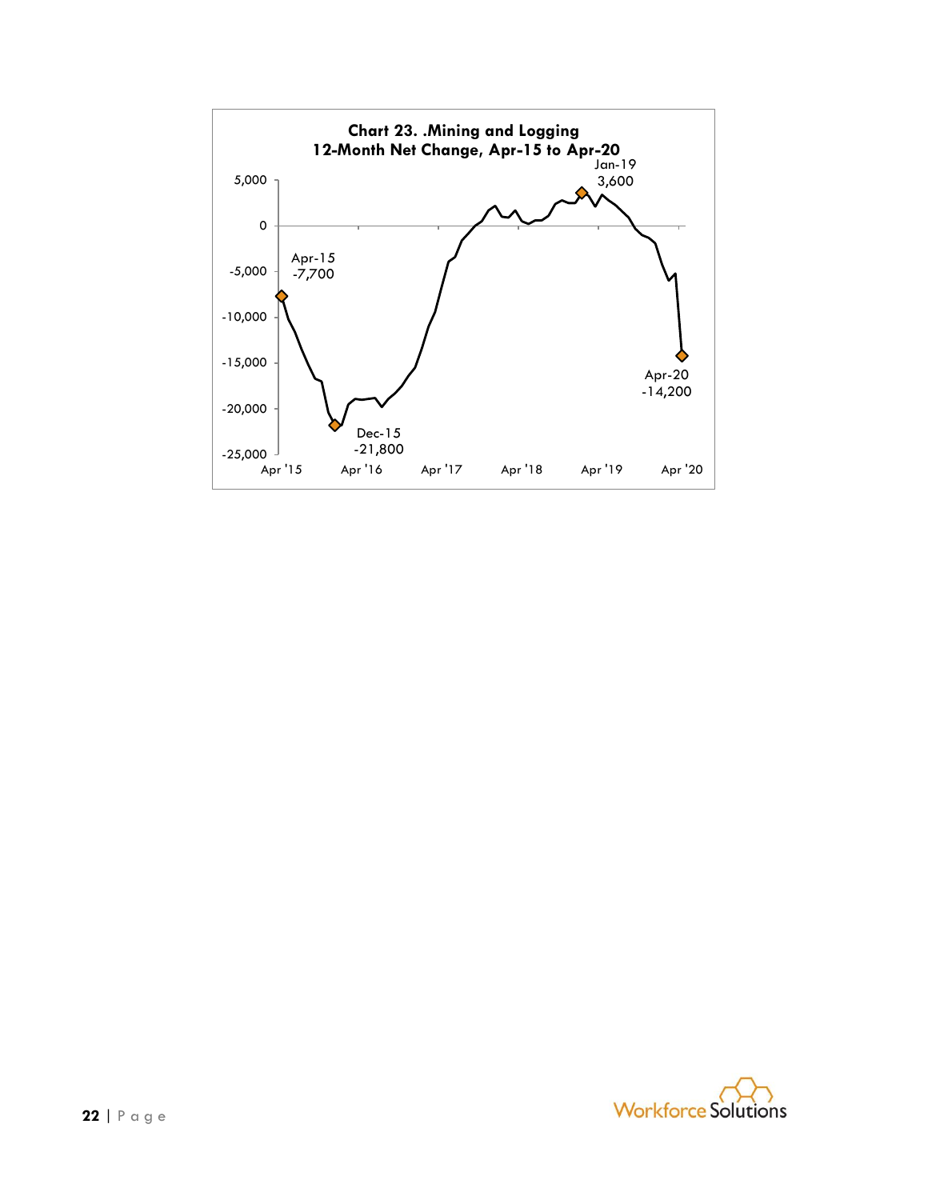**Chart 23. .Mining and Logging**
**12-Month Net Change, Apr-15 to Apr-20**

Apr-15
-7,700

Dec-15
-21,800

Jan-19
3,600

Apr-20
-14,200

5,000
0
-5,000
-10,000
-15,000
-20,000
-25,000

Apr '15 Apr '16 Apr '17 Apr '18 Apr '19 Apr '20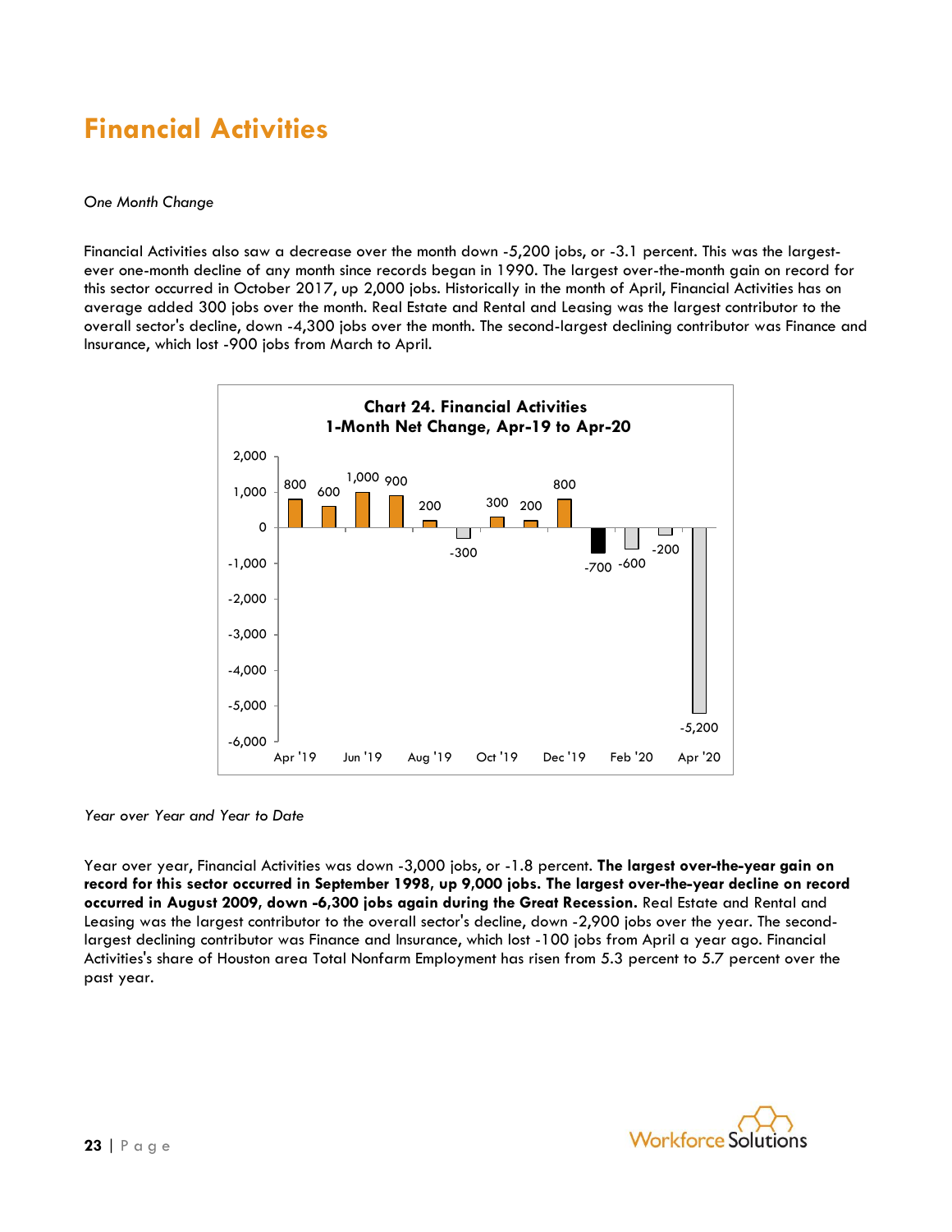# Financial Activities

*One Month Change*

Financial Activities also saw a decrease over the month down -5,200 jobs, or -3.1 percent. This was the largest-ever one-month decline of any month since records began in 1990. The largest over-the-month gain on record for this sector occurred in October 2017, up 2,000 jobs. Historically in the month of April, Financial Activities has on average added 300 jobs over the month. Real Estate and Rental and Leasing was the largest contributor to the overall sector's decline, down -4,300 jobs over the month. The second-largest declining contributor was Finance and Insurance, which lost -900 jobs from March to April.

**Chart 24. Financial Activities**
**1-Month Net Change, Apr-19 to Apr-20**

| Month | Net Change |
|---|---|
| Apr '19 | 800 |
| May '19 | 600 |
| Jun '19 | 1,000 |
| Jul '19 | 900 |
| Aug '19 | 200 |
| Sep '19 | -300 |
| Oct '19 | 300 |
| Nov '19 | 200 |
| Dec '19 | 800 |
| Jan '20 | -700 |
| Feb '20 | -600 |
| Mar '20 | -200 |
| Apr '20 | -5,200 |

*Year over Year and Year to Date*

Year over year, Financial Activities was down -3,000 jobs, or -1.8 percent. **The largest over-the-year gain on record for this sector occurred in September 1998, up 9,000 jobs. The largest over-the-year decline on record occurred in August 2009, down -6,300 jobs again during the Great Recession.** Real Estate and Rental and Leasing was the largest contributor to the overall sector's decline, down -2,900 jobs over the year. The second-largest declining contributor was Finance and Insurance, which lost -100 jobs from April a year ago. Financial Activities's share of Houston area Total Nonfarm Employment has risen from 5.3 percent to 5.7 percent over the past year.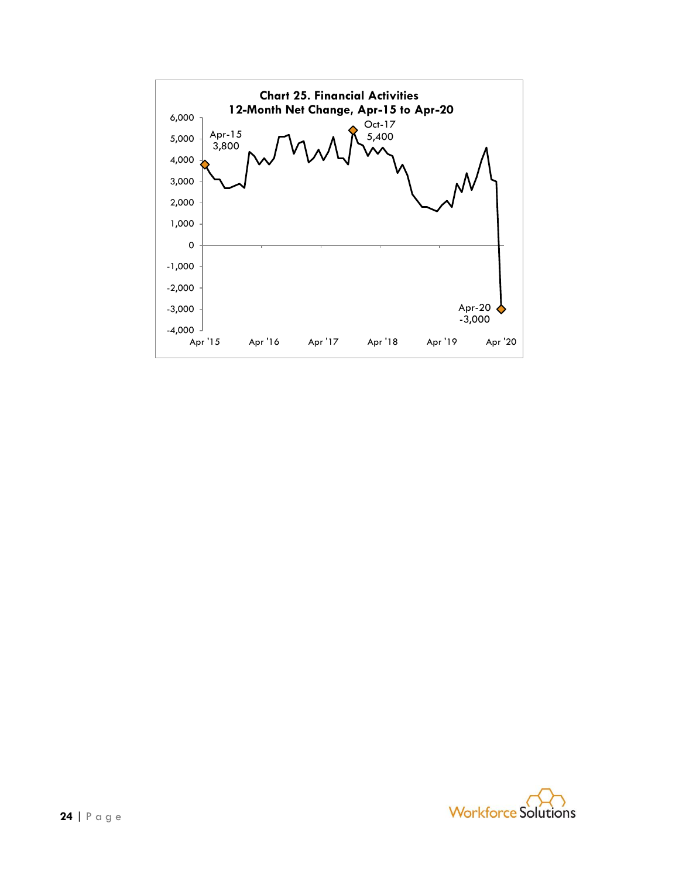**Chart 25. Financial Activities**
**12-Month Net Change, Apr-15 to Apr-20**

Annotated points:

- Apr-15: 3,800
- Oct-17: 5,400
- Apr-20: -3,000

Y-axis: -4,000 to 6,000

X-axis: Apr '15, Apr '16, Apr '17, Apr '18, Apr '19, Apr '20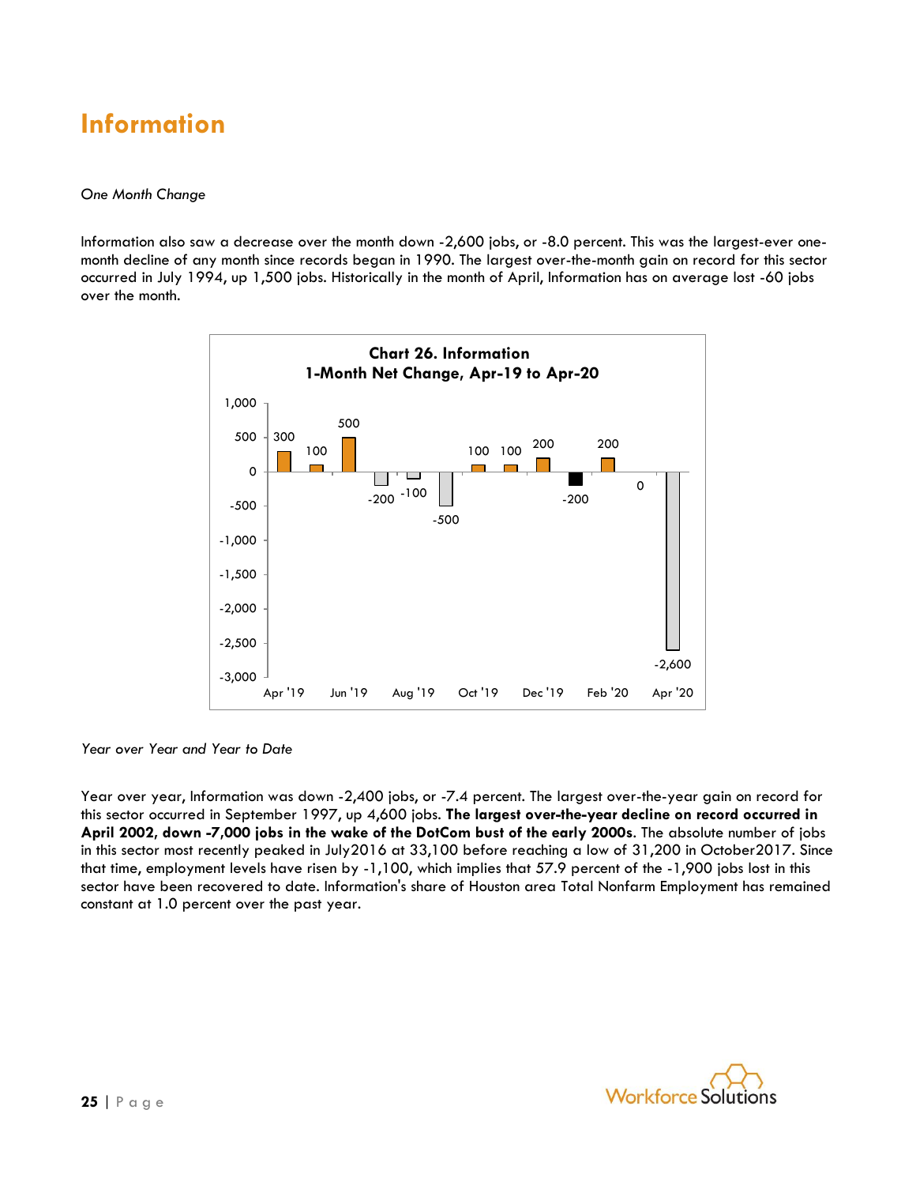# Information

*One Month Change*

Information also saw a decrease over the month down -2,600 jobs, or -8.0 percent. This was the largest-ever one-month decline of any month since records began in 1990. The largest over-the-month gain on record for this sector occurred in July 1994, up 1,500 jobs. Historically in the month of April, Information has on average lost -60 jobs over the month.

**Chart 26. Information**
**1-Month Net Change, Apr-19 to Apr-20**

| Month | Net Change |
|---|---|
| Apr '19 | 300 |
| May '19 | 100 |
| Jun '19 | 500 |
| Jul '19 | -200 |
| Aug '19 | -100 |
| Sep '19 | -500 |
| Oct '19 | 100 |
| Nov '19 | 100 |
| Dec '19 | 200 |
| Jan '20 | -200 |
| Feb '20 | 200 |
| Mar '20 | 0 |
| Apr '20 | -2,600 |

*Year over Year and Year to Date*

Year over year, Information was down -2,400 jobs, or -7.4 percent. The largest over-the-year gain on record for this sector occurred in September 1997, up 4,600 jobs. **The largest over-the-year decline on record occurred in April 2002, down -7,000 jobs in the wake of the DotCom bust of the early 2000s**. The absolute number of jobs in this sector most recently peaked in July2016 at 33,100 before reaching a low of 31,200 in October2017. Since that time, employment levels have risen by -1,100, which implies that 57.9 percent of the -1,900 jobs lost in this sector have been recovered to date. Information's share of Houston area Total Nonfarm Employment has remained constant at 1.0 percent over the past year.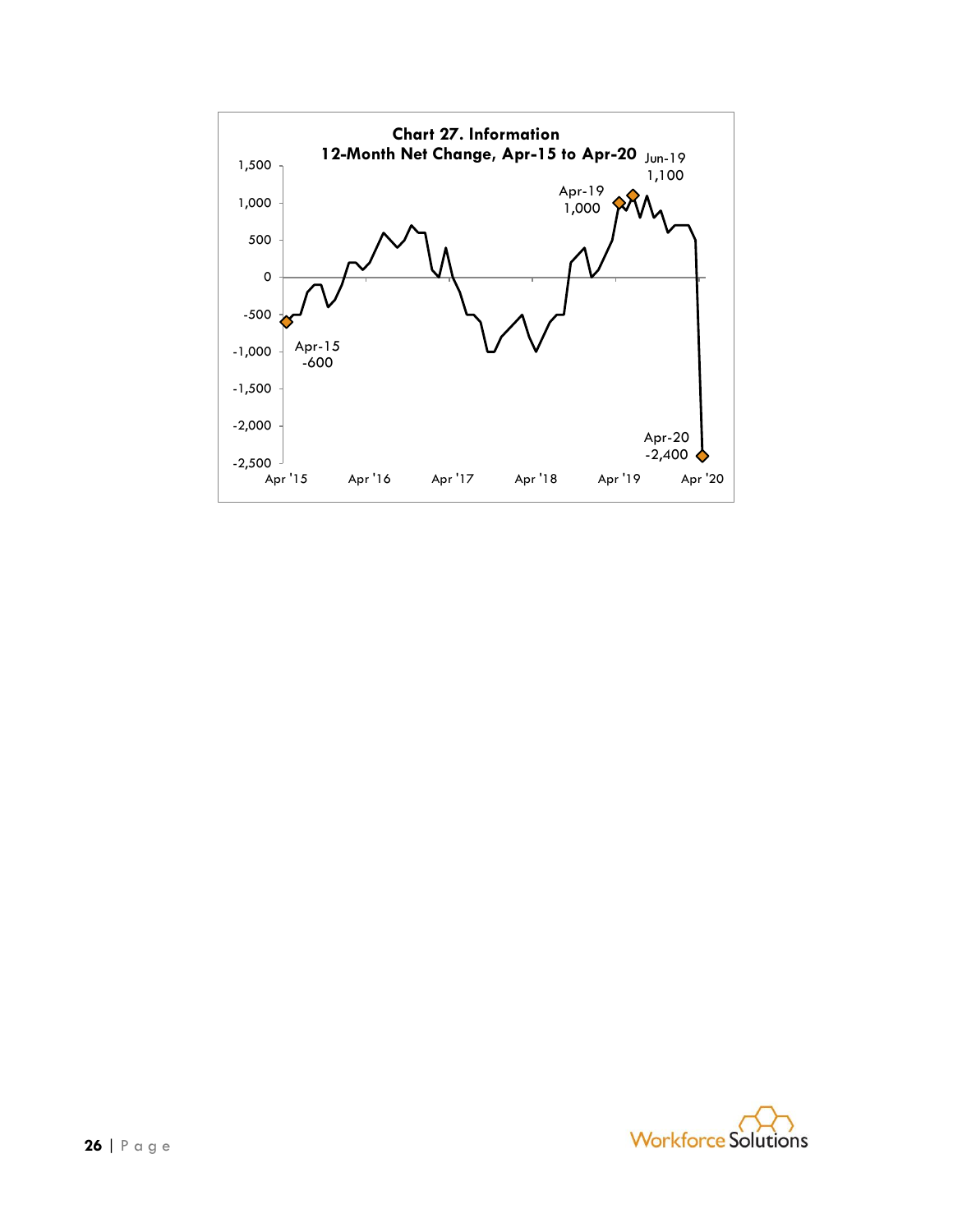**Chart 27. Information**
**12-Month Net Change, Apr-15 to Apr-20**

Apr-15: -600
Apr-19: 1,000
Jun-19: 1,100
Apr-20: -2,400

Y-axis: 1,500; 1,000; 500; 0; -500; -1,000; -1,500; -2,000; -2,500

X-axis: Apr '15; Apr '16; Apr '17; Apr '18; Apr '19; Apr '20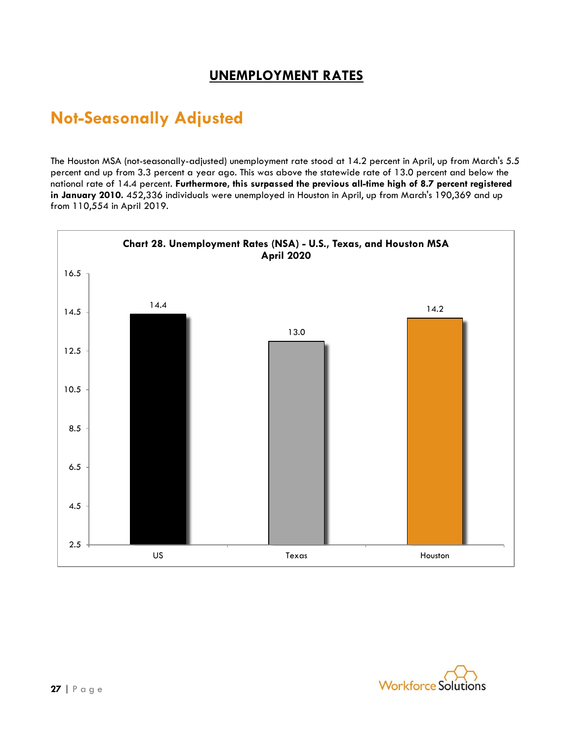# UNEMPLOYMENT RATES

## Not-Seasonally Adjusted

The Houston MSA (not-seasonally-adjusted) unemployment rate stood at 14.2 percent in April, up from March's 5.5 percent and up from 3.3 percent a year ago. This was above the statewide rate of 13.0 percent and below the national rate of 14.4 percent. **Furthermore, this surpassed the previous all-time high of 8.7 percent registered in January 2010.** 452,336 individuals were unemployed in Houston in April, up from March's 190,369 and up from 110,554 in April 2019.

**Chart 28. Unemployment Rates (NSA) - U.S., Texas, and Houston MSA April 2020**

| | US | Texas | Houston |
|---|---|---|---|
| Unemployment Rate | 14.4 | 13.0 | 14.2 |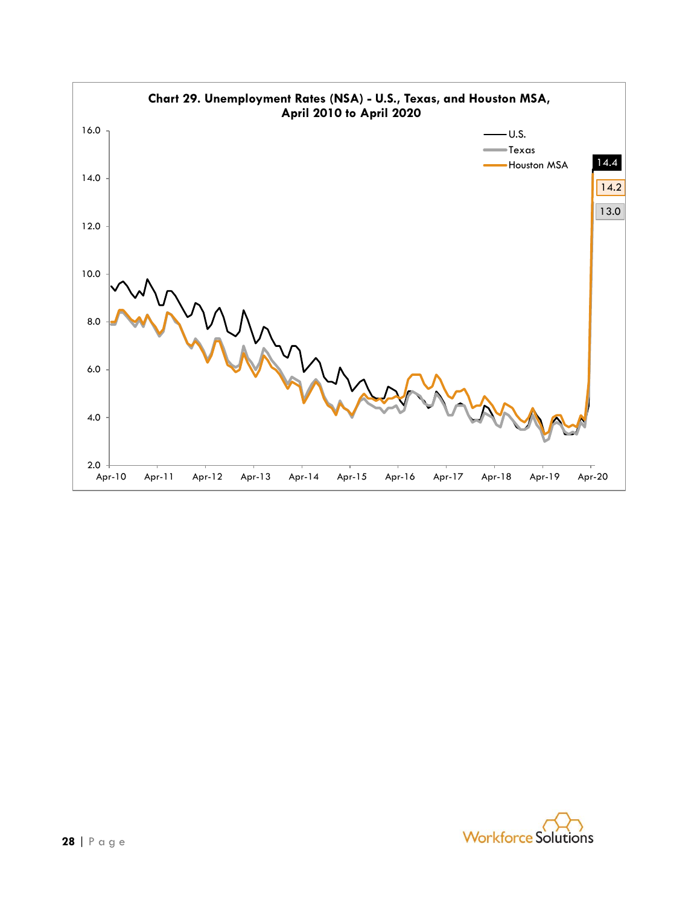**Chart 29. Unemployment Rates (NSA) - U.S., Texas, and Houston MSA, April 2010 to April 2020**

U.S.
Texas
Houston MSA

14.4
14.2
13.0

16.0
14.0
12.0
10.0
8.0
6.0
4.0
2.0

Apr-10 Apr-11 Apr-12 Apr-13 Apr-14 Apr-15 Apr-16 Apr-17 Apr-18 Apr-19 Apr-20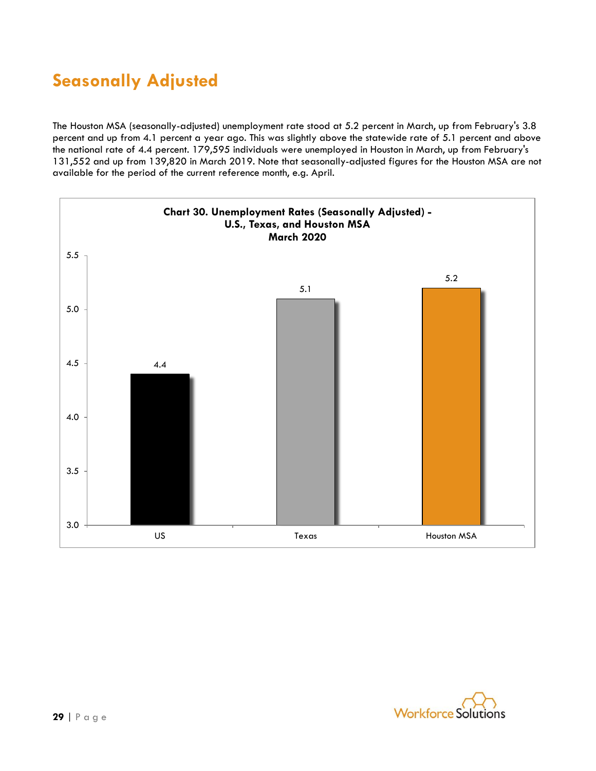## Seasonally Adjusted

The Houston MSA (seasonally-adjusted) unemployment rate stood at 5.2 percent in March, up from February's 3.8 percent and up from 4.1 percent a year ago. This was slightly above the statewide rate of 5.1 percent and above the national rate of 4.4 percent. 179,595 individuals were unemployed in Houston in March, up from February's 131,552 and up from 139,820 in March 2019. Note that seasonally-adjusted figures for the Houston MSA are not available for the period of the current reference month, e.g. April.

**Chart 30. Unemployment Rates (Seasonally Adjusted) - U.S., Texas, and Houston MSA March 2020**

| | US | Texas | Houston MSA |
|---|---|---|---|
| Unemployment Rate | 4.4 | 5.1 | 5.2 |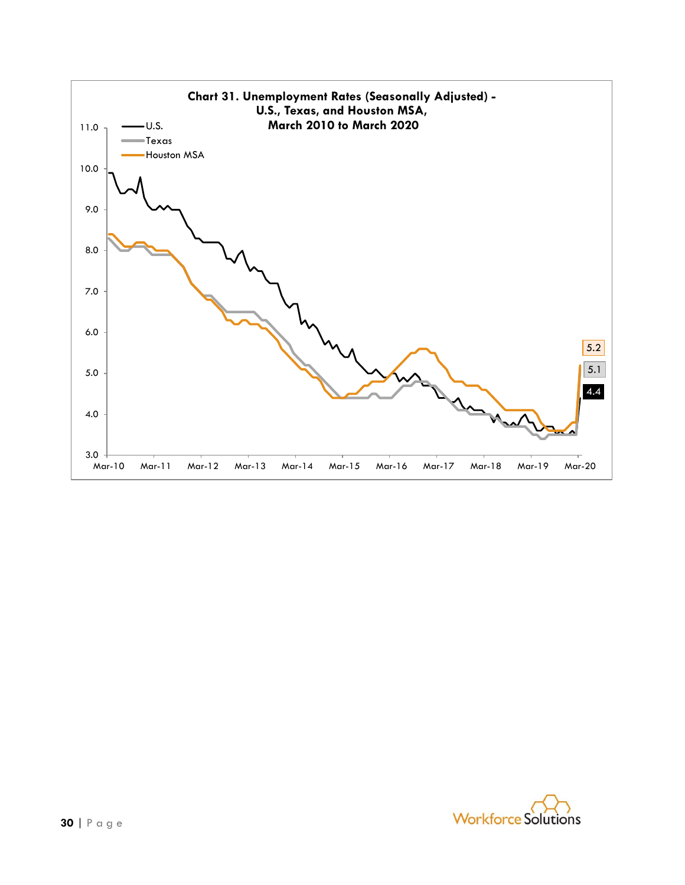**Chart 31. Unemployment Rates (Seasonally Adjusted) - U.S., Texas, and Houston MSA, March 2010 to March 2020**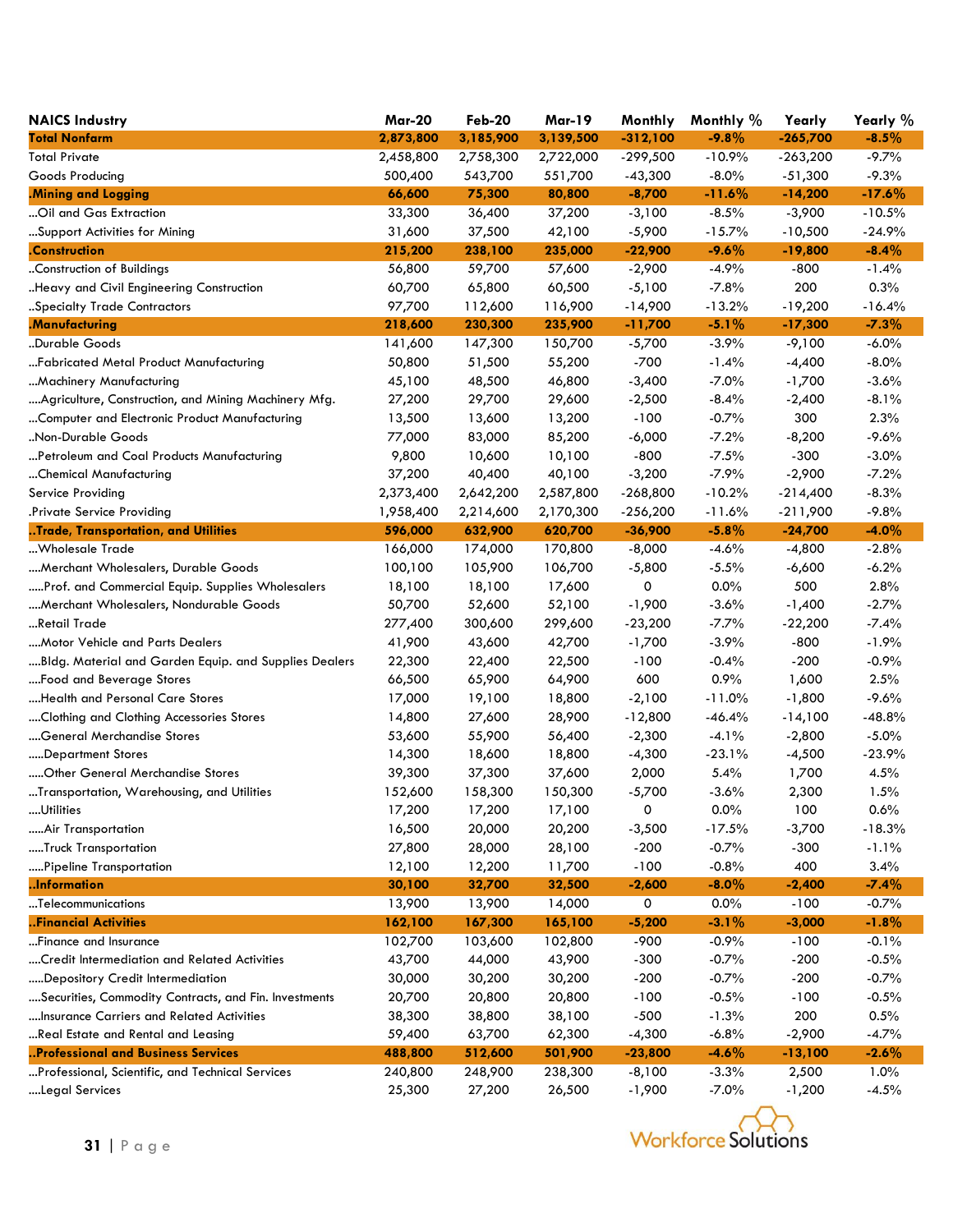| NAICS Industry | Mar-20 | Feb-20 | Mar-19 | Monthly | Monthly % | Yearly | Yearly % |
|---|---|---|---|---|---|---|---|
| **Total Nonfarm** | **2,873,800** | **3,185,900** | **3,139,500** | **-312,100** | **-9.8%** | **-265,700** | **-8.5%** |
| Total Private | 2,458,800 | 2,758,300 | 2,722,000 | -299,500 | -10.9% | -263,200 | -9.7% |
| Goods Producing | 500,400 | 543,700 | 551,700 | -43,300 | -8.0% | -51,300 | -9.3% |
| **.Mining and Logging** | **66,600** | **75,300** | **80,800** | **-8,700** | **-11.6%** | **-14,200** | **-17.6%** |
| ...Oil and Gas Extraction | 33,300 | 36,400 | 37,200 | -3,100 | -8.5% | -3,900 | -10.5% |
| ...Support Activities for Mining | 31,600 | 37,500 | 42,100 | -5,900 | -15.7% | -10,500 | -24.9% |
| **.Construction** | **215,200** | **238,100** | **235,000** | **-22,900** | **-9.6%** | **-19,800** | **-8.4%** |
| ..Construction of Buildings | 56,800 | 59,700 | 57,600 | -2,900 | -4.9% | -800 | -1.4% |
| ..Heavy and Civil Engineering Construction | 60,700 | 65,800 | 60,500 | -5,100 | -7.8% | 200 | 0.3% |
| ..Specialty Trade Contractors | 97,700 | 112,600 | 116,900 | -14,900 | -13.2% | -19,200 | -16.4% |
| **.Manufacturing** | **218,600** | **230,300** | **235,900** | **-11,700** | **-5.1%** | **-17,300** | **-7.3%** |
| ..Durable Goods | 141,600 | 147,300 | 150,700 | -5,700 | -3.9% | -9,100 | -6.0% |
| ...Fabricated Metal Product Manufacturing | 50,800 | 51,500 | 55,200 | -700 | -1.4% | -4,400 | -8.0% |
| ...Machinery Manufacturing | 45,100 | 48,500 | 46,800 | -3,400 | -7.0% | -1,700 | -3.6% |
| ....Agriculture, Construction, and Mining Machinery Mfg. | 27,200 | 29,700 | 29,600 | -2,500 | -8.4% | -2,400 | -8.1% |
| ...Computer and Electronic Product Manufacturing | 13,500 | 13,600 | 13,200 | -100 | -0.7% | 300 | 2.3% |
| ..Non-Durable Goods | 77,000 | 83,000 | 85,200 | -6,000 | -7.2% | -8,200 | -9.6% |
| ...Petroleum and Coal Products Manufacturing | 9,800 | 10,600 | 10,100 | -800 | -7.5% | -300 | -3.0% |
| ...Chemical Manufacturing | 37,200 | 40,400 | 40,100 | -3,200 | -7.9% | -2,900 | -7.2% |
| Service Providing | 2,373,400 | 2,642,200 | 2,587,800 | -268,800 | -10.2% | -214,400 | -8.3% |
| .Private Service Providing | 1,958,400 | 2,214,600 | 2,170,300 | -256,200 | -11.6% | -211,900 | -9.8% |
| **..Trade, Transportation, and Utilities** | **596,000** | **632,900** | **620,700** | **-36,900** | **-5.8%** | **-24,700** | **-4.0%** |
| ...Wholesale Trade | 166,000 | 174,000 | 170,800 | -8,000 | -4.6% | -4,800 | -2.8% |
| ....Merchant Wholesalers, Durable Goods | 100,100 | 105,900 | 106,700 | -5,800 | -5.5% | -6,600 | -6.2% |
| .....Prof. and Commercial Equip. Supplies Wholesalers | 18,100 | 18,100 | 17,600 | 0 | 0.0% | 500 | 2.8% |
| ....Merchant Wholesalers, Nondurable Goods | 50,700 | 52,600 | 52,100 | -1,900 | -3.6% | -1,400 | -2.7% |
| ...Retail Trade | 277,400 | 300,600 | 299,600 | -23,200 | -7.7% | -22,200 | -7.4% |
| ....Motor Vehicle and Parts Dealers | 41,900 | 43,600 | 42,700 | -1,700 | -3.9% | -800 | -1.9% |
| ....Bldg. Material and Garden Equip. and Supplies Dealers | 22,300 | 22,400 | 22,500 | -100 | -0.4% | -200 | -0.9% |
| ....Food and Beverage Stores | 66,500 | 65,900 | 64,900 | 600 | 0.9% | 1,600 | 2.5% |
| ....Health and Personal Care Stores | 17,000 | 19,100 | 18,800 | -2,100 | -11.0% | -1,800 | -9.6% |
| ....Clothing and Clothing Accessories Stores | 14,800 | 27,600 | 28,900 | -12,800 | -46.4% | -14,100 | -48.8% |
| ....General Merchandise Stores | 53,600 | 55,900 | 56,400 | -2,300 | -4.1% | -2,800 | -5.0% |
| .....Department Stores | 14,300 | 18,600 | 18,800 | -4,300 | -23.1% | -4,500 | -23.9% |
| .....Other General Merchandise Stores | 39,300 | 37,300 | 37,600 | 2,000 | 5.4% | 1,700 | 4.5% |
| ...Transportation, Warehousing, and Utilities | 152,600 | 158,300 | 150,300 | -5,700 | -3.6% | 2,300 | 1.5% |
| ....Utilities | 17,200 | 17,200 | 17,100 | 0 | 0.0% | 100 | 0.6% |
| .....Air Transportation | 16,500 | 20,000 | 20,200 | -3,500 | -17.5% | -3,700 | -18.3% |
| .....Truck Transportation | 27,800 | 28,000 | 28,100 | -200 | -0.7% | -300 | -1.1% |
| .....Pipeline Transportation | 12,100 | 12,200 | 11,700 | -100 | -0.8% | 400 | 3.4% |
| **..Information** | **30,100** | **32,700** | **32,500** | **-2,600** | **-8.0%** | **-2,400** | **-7.4%** |
| ...Telecommunications | 13,900 | 13,900 | 14,000 | 0 | 0.0% | -100 | -0.7% |
| **..Financial Activities** | **162,100** | **167,300** | **165,100** | **-5,200** | **-3.1%** | **-3,000** | **-1.8%** |
| ...Finance and Insurance | 102,700 | 103,600 | 102,800 | -900 | -0.9% | -100 | -0.1% |
| ....Credit Intermediation and Related Activities | 43,700 | 44,000 | 43,900 | -300 | -0.7% | -200 | -0.5% |
| .....Depository Credit Intermediation | 30,000 | 30,200 | 30,200 | -200 | -0.7% | -200 | -0.7% |
| ....Securities, Commodity Contracts, and Fin. Investments | 20,700 | 20,800 | 20,800 | -100 | -0.5% | -100 | -0.5% |
| ....Insurance Carriers and Related Activities | 38,300 | 38,800 | 38,100 | -500 | -1.3% | 200 | 0.5% |
| ...Real Estate and Rental and Leasing | 59,400 | 63,700 | 62,300 | -4,300 | -6.8% | -2,900 | -4.7% |
| **..Professional and Business Services** | **488,800** | **512,600** | **501,900** | **-23,800** | **-4.6%** | **-13,100** | **-2.6%** |
| ...Professional, Scientific, and Technical Services | 240,800 | 248,900 | 238,300 | -8,100 | -3.3% | 2,500 | 1.0% |
| ....Legal Services | 25,300 | 27,200 | 26,500 | -1,900 | -7.0% | -1,200 | -4.5% |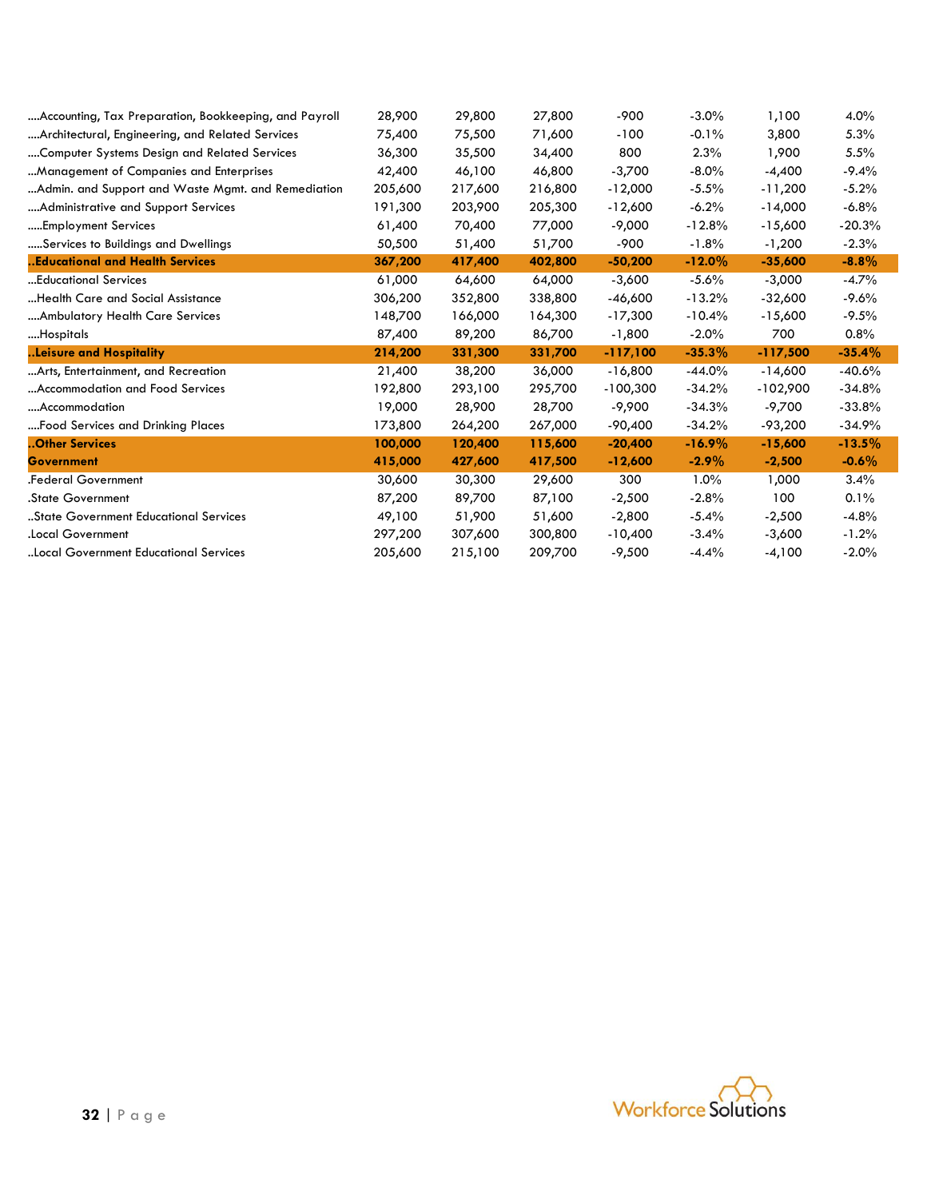| | | | | | | | |
|---|---|---|---|---|---|---|---|
| ....Accounting, Tax Preparation, Bookkeeping, and Payroll | 28,900 | 29,800 | 27,800 | -900 | -3.0% | 1,100 | 4.0% |
| ....Architectural, Engineering, and Related Services | 75,400 | 75,500 | 71,600 | -100 | -0.1% | 3,800 | 5.3% |
| ....Computer Systems Design and Related Services | 36,300 | 35,500 | 34,400 | 800 | 2.3% | 1,900 | 5.5% |
| ...Management of Companies and Enterprises | 42,400 | 46,100 | 46,800 | -3,700 | -8.0% | -4,400 | -9.4% |
| ...Admin. and Support and Waste Mgmt. and Remediation | 205,600 | 217,600 | 216,800 | -12,000 | -5.5% | -11,200 | -5.2% |
| ....Administrative and Support Services | 191,300 | 203,900 | 205,300 | -12,600 | -6.2% | -14,000 | -6.8% |
| .....Employment Services | 61,400 | 70,400 | 77,000 | -9,000 | -12.8% | -15,600 | -20.3% |
| .....Services to Buildings and Dwellings | 50,500 | 51,400 | 51,700 | -900 | -1.8% | -1,200 | -2.3% |
| **..Educational and Health Services** | **367,200** | **417,400** | **402,800** | **-50,200** | **-12.0%** | **-35,600** | **-8.8%** |
| ...Educational Services | 61,000 | 64,600 | 64,000 | -3,600 | -5.6% | -3,000 | -4.7% |
| ...Health Care and Social Assistance | 306,200 | 352,800 | 338,800 | -46,600 | -13.2% | -32,600 | -9.6% |
| ....Ambulatory Health Care Services | 148,700 | 166,000 | 164,300 | -17,300 | -10.4% | -15,600 | -9.5% |
| ....Hospitals | 87,400 | 89,200 | 86,700 | -1,800 | -2.0% | 700 | 0.8% |
| **..Leisure and Hospitality** | **214,200** | **331,300** | **331,700** | **-117,100** | **-35.3%** | **-117,500** | **-35.4%** |
| ...Arts, Entertainment, and Recreation | 21,400 | 38,200 | 36,000 | -16,800 | -44.0% | -14,600 | -40.6% |
| ...Accommodation and Food Services | 192,800 | 293,100 | 295,700 | -100,300 | -34.2% | -102,900 | -34.8% |
| ....Accommodation | 19,000 | 28,900 | 28,700 | -9,900 | -34.3% | -9,700 | -33.8% |
| ....Food Services and Drinking Places | 173,800 | 264,200 | 267,000 | -90,400 | -34.2% | -93,200 | -34.9% |
| **..Other Services** | **100,000** | **120,400** | **115,600** | **-20,400** | **-16.9%** | **-15,600** | **-13.5%** |
| **Government** | **415,000** | **427,600** | **417,500** | **-12,600** | **-2.9%** | **-2,500** | **-0.6%** |
| .Federal Government | 30,600 | 30,300 | 29,600 | 300 | 1.0% | 1,000 | 3.4% |
| .State Government | 87,200 | 89,700 | 87,100 | -2,500 | -2.8% | 100 | 0.1% |
| ..State Government Educational Services | 49,100 | 51,900 | 51,600 | -2,800 | -5.4% | -2,500 | -4.8% |
| .Local Government | 297,200 | 307,600 | 300,800 | -10,400 | -3.4% | -3,600 | -1.2% |
| ..Local Government Educational Services | 205,600 | 215,100 | 209,700 | -9,500 | -4.4% | -4,100 | -2.0% |